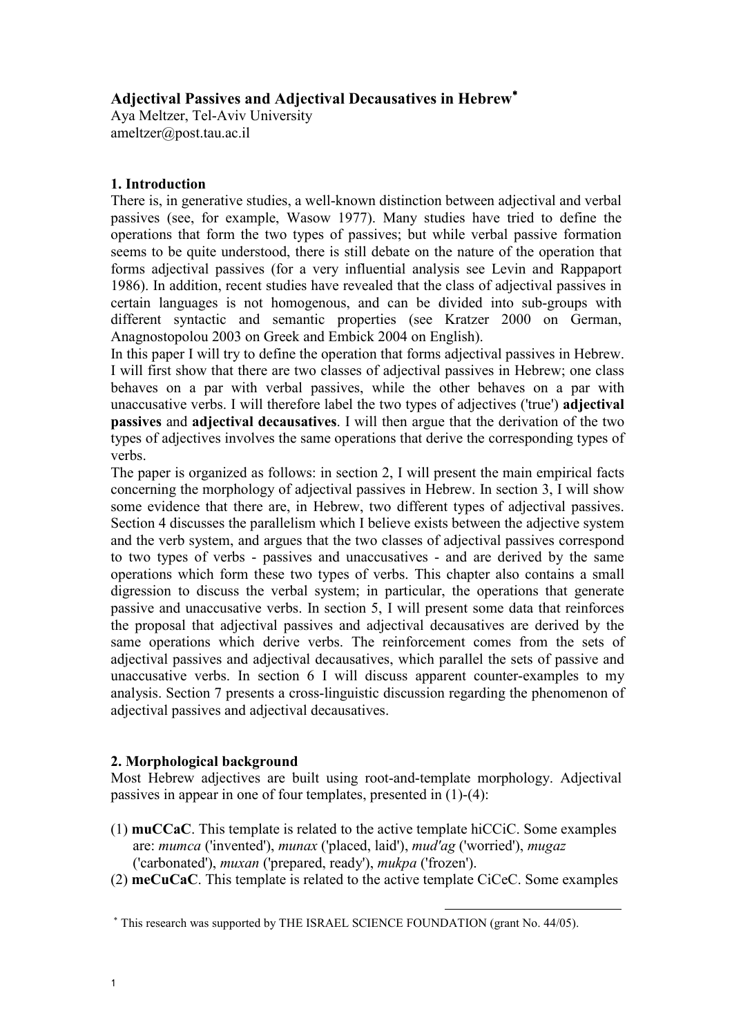# Adjectival Passives and Adjectival Decausatives in Hebrew*

Aya Meltzer, Tel-Aviv University
ameltzer@post.tau.ac.il

## 1. Introduction

There is, in generative studies, a well-known distinction between adjectival and verbal passives (see, for example, Wasow 1977). Many studies have tried to define the operations that form the two types of passives; but while verbal passive formation seems to be quite understood, there is still debate on the nature of the operation that forms adjectival passives (for a very influential analysis see Levin and Rappaport 1986). In addition, recent studies have revealed that the class of adjectival passives in certain languages is not homogenous, and can be divided into sub-groups with different syntactic and semantic properties (see Kratzer 2000 on German, Anagnostopolou 2003 on Greek and Embick 2004 on English).

In this paper I will try to define the operation that forms adjectival passives in Hebrew. I will first show that there are two classes of adjectival passives in Hebrew; one class behaves on a par with verbal passives, while the other behaves on a par with unaccusative verbs. I will therefore label the two types of adjectives ('true') **adjectival passives** and **adjectival decausatives**. I will then argue that the derivation of the two types of adjectives involves the same operations that derive the corresponding types of verbs.

The paper is organized as follows: in section 2, I will present the main empirical facts concerning the morphology of adjectival passives in Hebrew. In section 3, I will show some evidence that there are, in Hebrew, two different types of adjectival passives. Section 4 discusses the parallelism which I believe exists between the adjective system and the verb system, and argues that the two classes of adjectival passives correspond to two types of verbs - passives and unaccusatives - and are derived by the same operations which form these two types of verbs. This chapter also contains a small digression to discuss the verbal system; in particular, the operations that generate passive and unaccusative verbs. In section 5, I will present some data that reinforces the proposal that adjectival passives and adjectival decausatives are derived by the same operations which derive verbs. The reinforcement comes from the sets of adjectival passives and adjectival decausatives, which parallel the sets of passive and unaccusative verbs. In section 6 I will discuss apparent counter-examples to my analysis. Section 7 presents a cross-linguistic discussion regarding the phenomenon of adjectival passives and adjectival decausatives.

## 2. Morphological background

Most Hebrew adjectives are built using root-and-template morphology. Adjectival passives in appear in one of four templates, presented in (1)-(4):

(1) **muCCaC**. This template is related to the active template hiCCiC. Some examples are: *mumca* ('invented'), *munax* ('placed, laid'), *mud'ag* ('worried'), *mugaz* ('carbonated'), *muxan* ('prepared, ready'), *mukpa* ('frozen').

(2) **meCuCaC**. This template is related to the active template CiCeC. Some examples

---

* This research was supported by THE ISRAEL SCIENCE FOUNDATION (grant No. 44/05).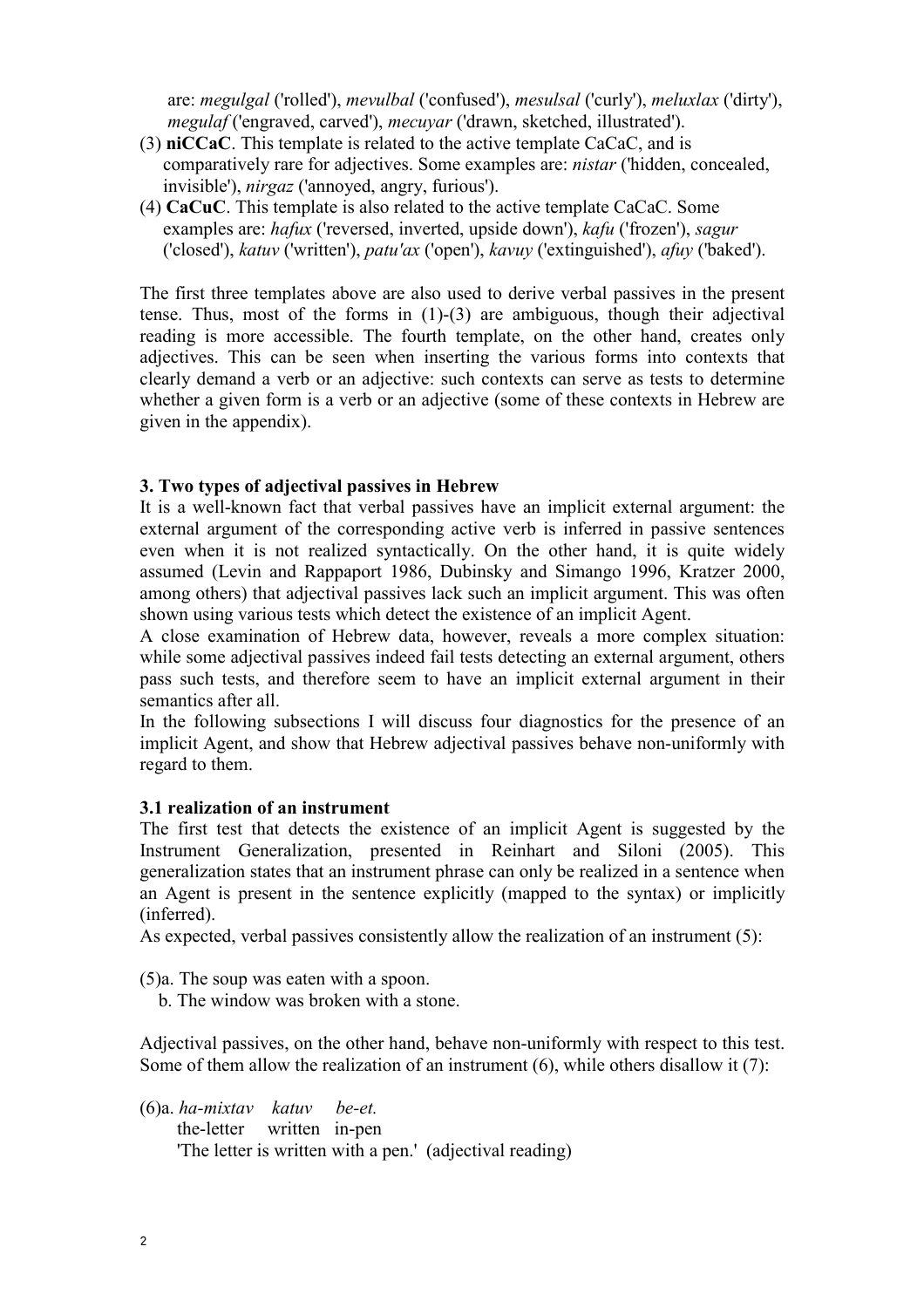are: *megulgal* ('rolled'), *mevulbal* ('confused'), *mesulsal* ('curly'), *meluxlax* ('dirty'), *megulaf* ('engraved, carved'), *mecuyar* ('drawn, sketched, illustrated').

(3) **niCCaC**. This template is related to the active template CaCaC, and is comparatively rare for adjectives. Some examples are: *nistar* ('hidden, concealed, invisible'), *nirgaz* ('annoyed, angry, furious').

(4) **CaCuC**. This template is also related to the active template CaCaC. Some examples are: *hafux* ('reversed, inverted, upside down'), *kafu* ('frozen'), *sagur* ('closed'), *katuv* ('written'), *patu'ax* ('open'), *kavuy* ('extinguished'), *afuy* ('baked').

The first three templates above are also used to derive verbal passives in the present tense. Thus, most of the forms in (1)-(3) are ambiguous, though their adjectival reading is more accessible. The fourth template, on the other hand, creates only adjectives. This can be seen when inserting the various forms into contexts that clearly demand a verb or an adjective: such contexts can serve as tests to determine whether a given form is a verb or an adjective (some of these contexts in Hebrew are given in the appendix).

### 3. Two types of adjectival passives in Hebrew

It is a well-known fact that verbal passives have an implicit external argument: the external argument of the corresponding active verb is inferred in passive sentences even when it is not realized syntactically. On the other hand, it is quite widely assumed (Levin and Rappaport 1986, Dubinsky and Simango 1996, Kratzer 2000, among others) that adjectival passives lack such an implicit argument. This was often shown using various tests which detect the existence of an implicit Agent.

A close examination of Hebrew data, however, reveals a more complex situation: while some adjectival passives indeed fail tests detecting an external argument, others pass such tests, and therefore seem to have an implicit external argument in their semantics after all.

In the following subsections I will discuss four diagnostics for the presence of an implicit Agent, and show that Hebrew adjectival passives behave non-uniformly with regard to them.

#### 3.1 realization of an instrument

The first test that detects the existence of an implicit Agent is suggested by the Instrument Generalization, presented in Reinhart and Siloni (2005). This generalization states that an instrument phrase can only be realized in a sentence when an Agent is present in the sentence explicitly (mapped to the syntax) or implicitly (inferred).

As expected, verbal passives consistently allow the realization of an instrument (5):

(5)a. The soup was eaten with a spoon.
   b. The window was broken with a stone.

Adjectival passives, on the other hand, behave non-uniformly with respect to this test. Some of them allow the realization of an instrument (6), while others disallow it (7):

(6)a. *ha-mixtav katuv be-et.*
   the-letter written in-pen
   'The letter is written with a pen.' (adjectival reading)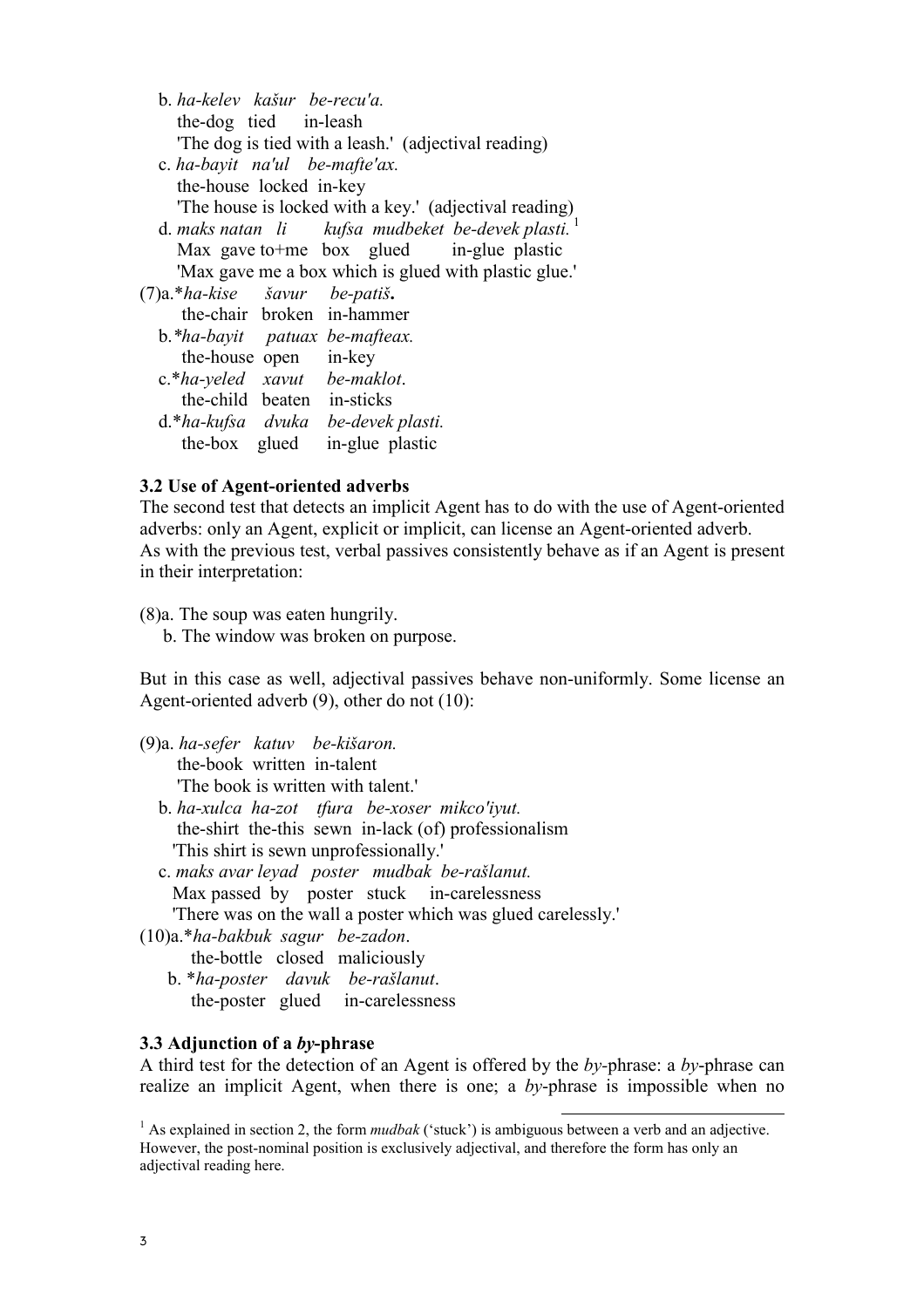b. *ha-kelev kašur be-recu'a.*
   the-dog tied in-leash
   'The dog is tied with a leash.' (adjectival reading)

c. *ha-bayit na'ul be-mafte'ax.*
   the-house locked in-key
   'The house is locked with a key.' (adjectival reading)

d. *maks natan li kufsa mudbeket be-devek plasti.* [1]
   Max gave to+me box glued in-glue plastic
   'Max gave me a box which is glued with plastic glue.'

(7)a.**ha-kise šavur be-patiš***.**
   the-chair broken in-hammer

b.**ha-bayit patuax be-mafteax.*
   the-house open in-key

c.**ha-yeled xavut be-maklot*.
   the-child beaten in-sticks

d.**ha-kufsa dvuka be-devek plasti.*
   the-box glued in-glue plastic

### 3.2 Use of Agent-oriented adverbs

The second test that detects an implicit Agent has to do with the use of Agent-oriented adverbs: only an Agent, explicit or implicit, can license an Agent-oriented adverb. As with the previous test, verbal passives consistently behave as if an Agent is present in their interpretation:

(8)a. The soup was eaten hungrily.
   b. The window was broken on purpose.

But in this case as well, adjectival passives behave non-uniformly. Some license an Agent-oriented adverb (9), other do not (10):

(9)a. *ha-sefer katuv be-kišaron.*
   the-book written in-talent
   'The book is written with talent.'

b. *ha-xulca ha-zot tfura be-xoser mikco'iyut.*
   the-shirt the-this sewn in-lack (of) professionalism
   'This shirt is sewn unprofessionally.'

c. *maks avar leyad poster mudbak be-rašlanut.*
   Max passed by poster stuck in-carelessness
   'There was on the wall a poster which was glued carelessly.'

(10)a.**ha-bakbuk sagur be-zadon*.
   the-bottle closed maliciously

b. **ha-poster davuk be-rašlanut*.
   the-poster glued in-carelessness

### 3.3 Adjunction of a *by*-phrase

A third test for the detection of an Agent is offered by the *by*-phrase: a *by*-phrase can realize an implicit Agent, when there is one; a *by*-phrase is impossible when no

---

[1] As explained in section 2, the form *mudbak* ('stuck') is ambiguous between a verb and an adjective. However, the post-nominal position is exclusively adjectival, and therefore the form has only an adjectival reading here.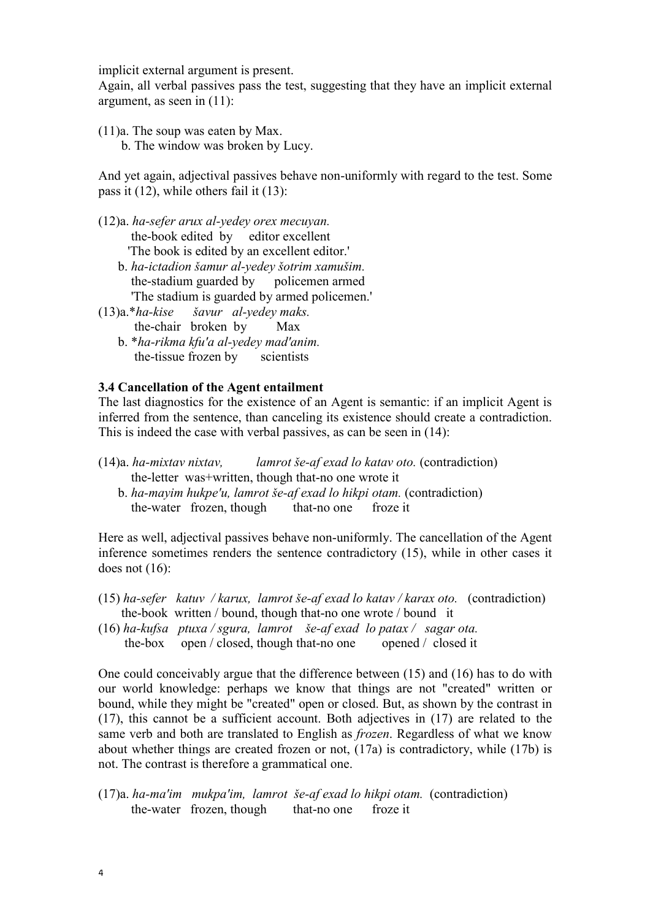implicit external argument is present.
Again, all verbal passives pass the test, suggesting that they have an implicit external argument, as seen in (11):

(11)a. The soup was eaten by Max.
  b. The window was broken by Lucy.

And yet again, adjectival passives behave non-uniformly with regard to the test. Some pass it (12), while others fail it (13):

(12)a. *ha-sefer arux al-yedey orex mecuyan.*
  the-book edited by editor excellent
  'The book is edited by an excellent editor.'
  b. *ha-ictadion šamur al-yedey šotrim xamušim.*
  the-stadium guarded by policemen armed
  'The stadium is guarded by armed policemen.'
(13)a.\**ha-kise šavur al-yedey maks.*
  the-chair broken by Max
  b. \**ha-rikma kfu'a al-yedey mad'anim.*
  the-tissue frozen by scientists

### 3.4 Cancellation of the Agent entailment

The last diagnostics for the existence of an Agent is semantic: if an implicit Agent is inferred from the sentence, than canceling its existence should create a contradiction. This is indeed the case with verbal passives, as can be seen in (14):

(14)a. *ha-mixtav nixtav, lamrot še-af exad lo katav oto.* (contradiction)
  the-letter was+written, though that-no one wrote it
  b. *ha-mayim hukpe'u, lamrot še-af exad lo hikpi otam.* (contradiction)
  the-water frozen, though that-no one froze it

Here as well, adjectival passives behave non-uniformly. The cancellation of the Agent inference sometimes renders the sentence contradictory (15), while in other cases it does not (16):

(15) *ha-sefer katuv / karux, lamrot še-af exad lo katav / karax oto.* (contradiction)
  the-book written / bound, though that-no one wrote / bound it
(16) *ha-kufsa ptuxa / sgura, lamrot še-af exad lo patax / sagar ota.*
  the-box open / closed, though that-no one opened / closed it

One could conceivably argue that the difference between (15) and (16) has to do with our world knowledge: perhaps we know that things are not "created" written or bound, while they might be "created" open or closed. But, as shown by the contrast in (17), this cannot be a sufficient account. Both adjectives in (17) are related to the same verb and both are translated to English as *frozen*. Regardless of what we know about whether things are created frozen or not, (17a) is contradictory, while (17b) is not. The contrast is therefore a grammatical one.

(17)a. *ha-ma'im mukpa'im, lamrot še-af exad lo hikpi otam.* (contradiction)
  the-water frozen, though that-no one froze it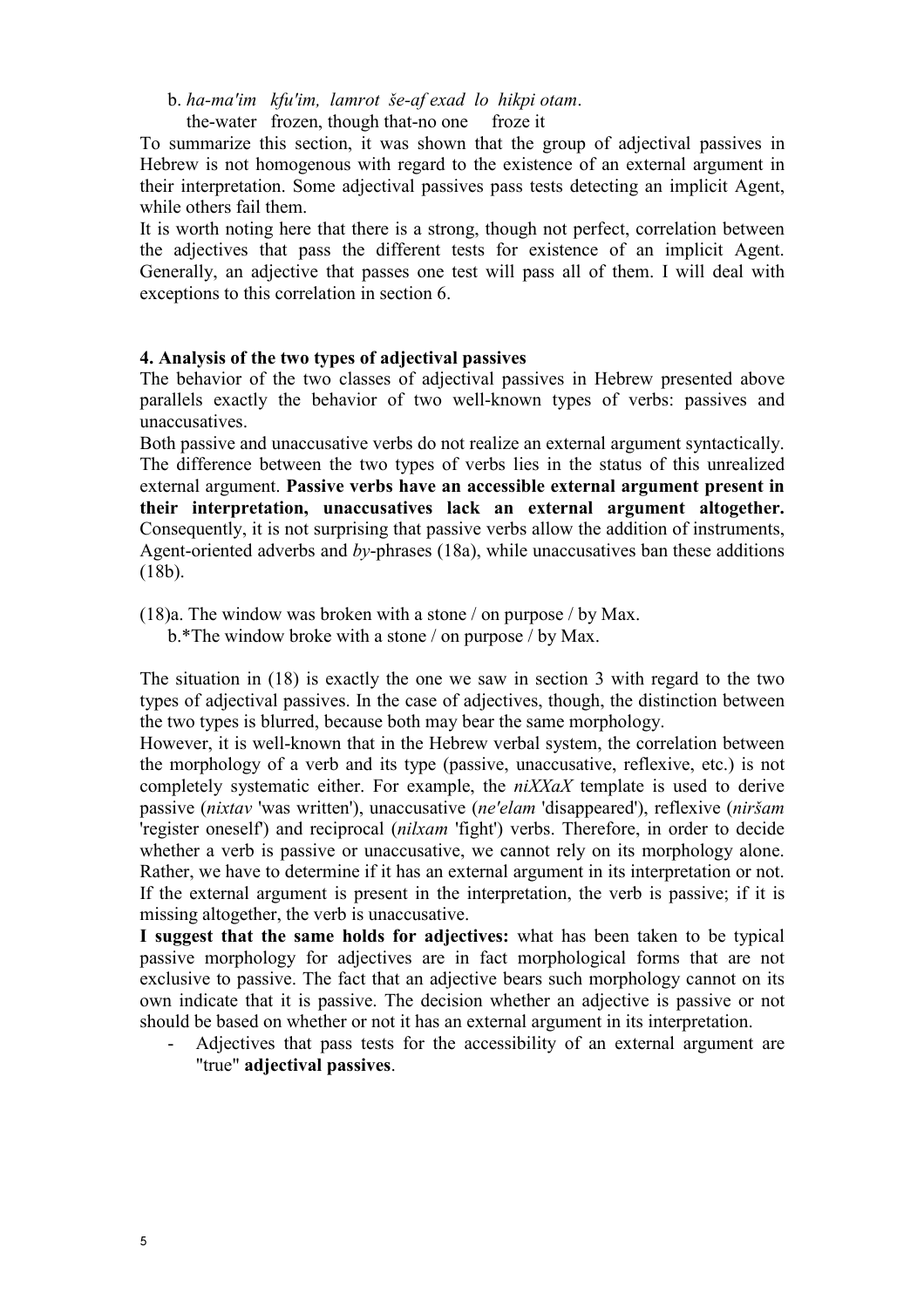b. *ha-ma'im kfu'im, lamrot še-af exad lo hikpi otam*.
   the-water frozen, though that-no one froze it

To summarize this section, it was shown that the group of adjectival passives in Hebrew is not homogenous with regard to the existence of an external argument in their interpretation. Some adjectival passives pass tests detecting an implicit Agent, while others fail them.

It is worth noting here that there is a strong, though not perfect, correlation between the adjectives that pass the different tests for existence of an implicit Agent. Generally, an adjective that passes one test will pass all of them. I will deal with exceptions to this correlation in section 6.

**4. Analysis of the two types of adjectival passives**

The behavior of the two classes of adjectival passives in Hebrew presented above parallels exactly the behavior of two well-known types of verbs: passives and unaccusatives.

Both passive and unaccusative verbs do not realize an external argument syntactically. The difference between the two types of verbs lies in the status of this unrealized external argument. **Passive verbs have an accessible external argument present in their interpretation, unaccusatives lack an external argument altogether.** Consequently, it is not surprising that passive verbs allow the addition of instruments, Agent-oriented adverbs and *by*-phrases (18a), while unaccusatives ban these additions (18b).

(18)a. The window was broken with a stone / on purpose / by Max.
   b.*The window broke with a stone / on purpose / by Max.

The situation in (18) is exactly the one we saw in section 3 with regard to the two types of adjectival passives. In the case of adjectives, though, the distinction between the two types is blurred, because both may bear the same morphology.

However, it is well-known that in the Hebrew verbal system, the correlation between the morphology of a verb and its type (passive, unaccusative, reflexive, etc.) is not completely systematic either. For example, the *niXXaX* template is used to derive passive (*nixtav* 'was written'), unaccusative (*ne'elam* 'disappeared'), reflexive (*niršam* 'register oneself') and reciprocal (*nilxam* 'fight') verbs. Therefore, in order to decide whether a verb is passive or unaccusative, we cannot rely on its morphology alone. Rather, we have to determine if it has an external argument in its interpretation or not. If the external argument is present in the interpretation, the verb is passive; if it is missing altogether, the verb is unaccusative.

**I suggest that the same holds for adjectives:** what has been taken to be typical passive morphology for adjectives are in fact morphological forms that are not exclusive to passive. The fact that an adjective bears such morphology cannot on its own indicate that it is passive. The decision whether an adjective is passive or not should be based on whether or not it has an external argument in its interpretation.

- Adjectives that pass tests for the accessibility of an external argument are "true" **adjectival passives**.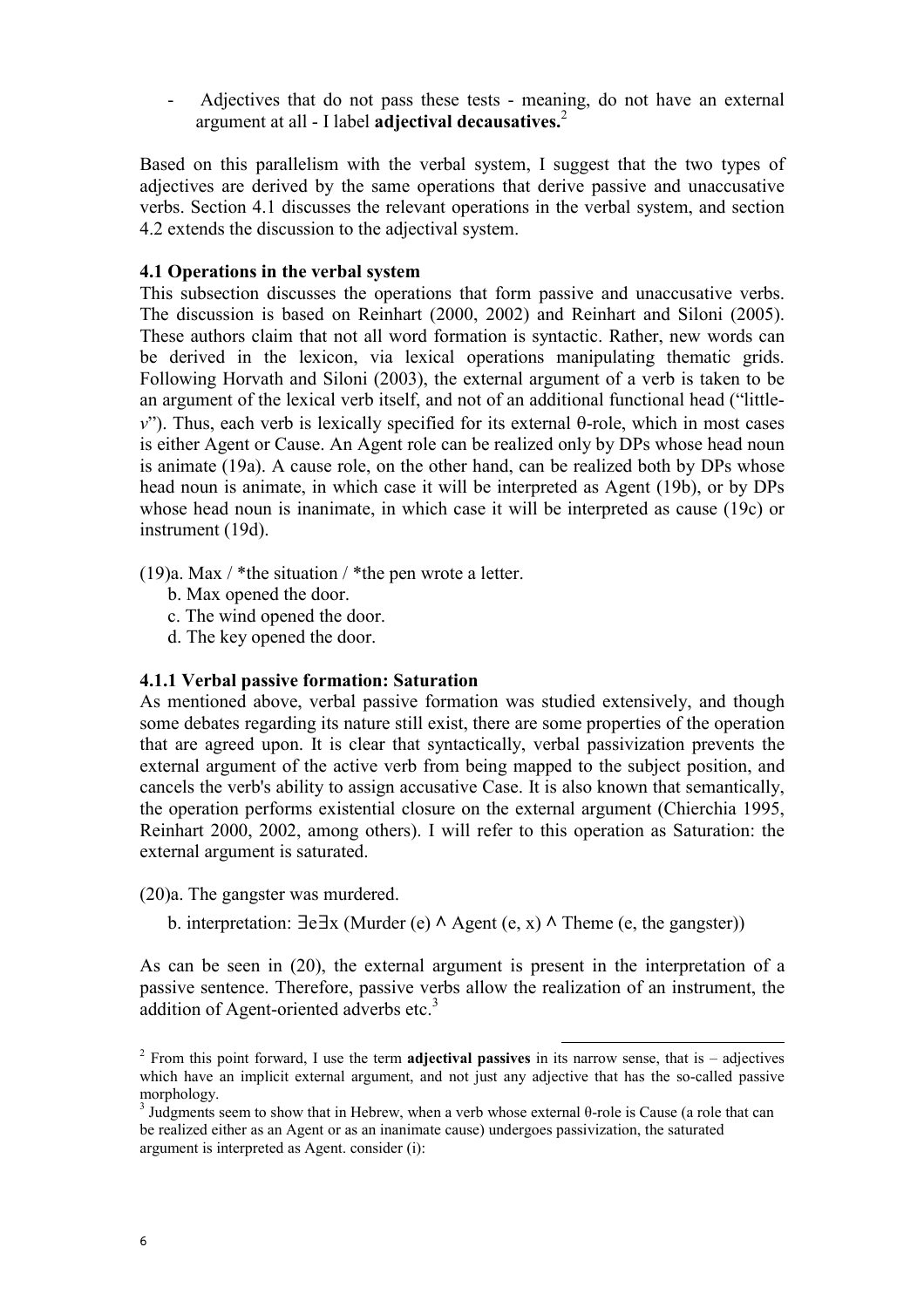- Adjectives that do not pass these tests - meaning, do not have an external argument at all - I label **adjectival decausatives.**[2]

Based on this parallelism with the verbal system, I suggest that the two types of adjectives are derived by the same operations that derive passive and unaccusative verbs. Section 4.1 discusses the relevant operations in the verbal system, and section 4.2 extends the discussion to the adjectival system.

### 4.1 Operations in the verbal system

This subsection discusses the operations that form passive and unaccusative verbs. The discussion is based on Reinhart (2000, 2002) and Reinhart and Siloni (2005). These authors claim that not all word formation is syntactic. Rather, new words can be derived in the lexicon, via lexical operations manipulating thematic grids. Following Horvath and Siloni (2003), the external argument of a verb is taken to be an argument of the lexical verb itself, and not of an additional functional head ("little-*v*"). Thus, each verb is lexically specified for its external θ-role, which in most cases is either Agent or Cause. An Agent role can be realized only by DPs whose head noun is animate (19a). A cause role, on the other hand, can be realized both by DPs whose head noun is animate, in which case it will be interpreted as Agent (19b), or by DPs whose head noun is inanimate, in which case it will be interpreted as cause (19c) or instrument (19d).

(19)a. Max / *the situation / *the pen wrote a letter.
b. Max opened the door.
c. The wind opened the door.
d. The key opened the door.

#### 4.1.1 Verbal passive formation: Saturation

As mentioned above, verbal passive formation was studied extensively, and though some debates regarding its nature still exist, there are some properties of the operation that are agreed upon. It is clear that syntactically, verbal passivization prevents the external argument of the active verb from being mapped to the subject position, and cancels the verb's ability to assign accusative Case. It is also known that semantically, the operation performs existential closure on the external argument (Chierchia 1995, Reinhart 2000, 2002, among others). I will refer to this operation as Saturation: the external argument is saturated.

(20)a. The gangster was murdered.
b. interpretation: $\exists e \exists x$ (Murder (e) ∧ Agent (e, x) ∧ Theme (e, the gangster))

As can be seen in (20), the external argument is present in the interpretation of a passive sentence. Therefore, passive verbs allow the realization of an instrument, the addition of Agent-oriented adverbs etc.[3]

---

[2] From this point forward, I use the term **adjectival passives** in its narrow sense, that is – adjectives which have an implicit external argument, and not just any adjective that has the so-called passive morphology.

[3] Judgments seem to show that in Hebrew, when a verb whose external θ-role is Cause (a role that can be realized either as an Agent or as an inanimate cause) undergoes passivization, the saturated argument is interpreted as Agent. consider (i):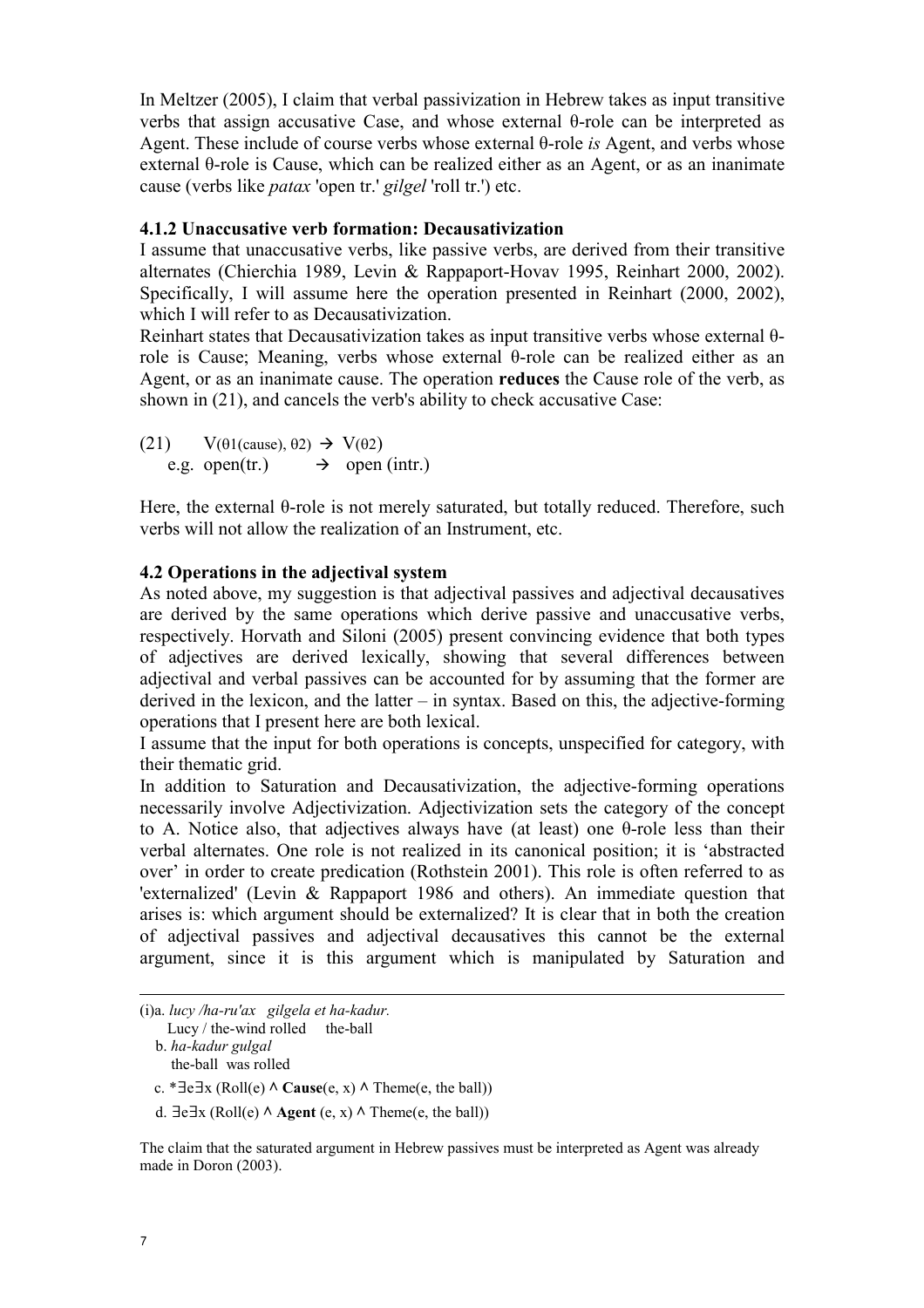In Meltzer (2005), I claim that verbal passivization in Hebrew takes as input transitive verbs that assign accusative Case, and whose external θ-role can be interpreted as Agent. These include of course verbs whose external θ-role *is* Agent, and verbs whose external θ-role is Cause, which can be realized either as an Agent, or as an inanimate cause (verbs like *patax* 'open tr.' *gilgel* 'roll tr.') etc.

### 4.1.2 Unaccusative verb formation: Decausativization

I assume that unaccusative verbs, like passive verbs, are derived from their transitive alternates (Chierchia 1989, Levin & Rappaport-Hovav 1995, Reinhart 2000, 2002). Specifically, I will assume here the operation presented in Reinhart (2000, 2002), which I will refer to as Decausativization.

Reinhart states that Decausativization takes as input transitive verbs whose external θ-role is Cause; Meaning, verbs whose external θ-role can be realized either as an Agent, or as an inanimate cause. The operation **reduces** the Cause role of the verb, as shown in (21), and cancels the verb's ability to check accusative Case:

(21) $V(\theta 1(\text{cause}), \theta 2) \rightarrow V(\theta 2)$
 e.g. open(tr.) → open (intr.)

Here, the external θ-role is not merely saturated, but totally reduced. Therefore, such verbs will not allow the realization of an Instrument, etc.

### 4.2 Operations in the adjectival system

As noted above, my suggestion is that adjectival passives and adjectival decausatives are derived by the same operations which derive passive and unaccusative verbs, respectively. Horvath and Siloni (2005) present convincing evidence that both types of adjectives are derived lexically, showing that several differences between adjectival and verbal passives can be accounted for by assuming that the former are derived in the lexicon, and the latter – in syntax. Based on this, the adjective-forming operations that I present here are both lexical.

I assume that the input for both operations is concepts, unspecified for category, with their thematic grid.

In addition to Saturation and Decausativization, the adjective-forming operations necessarily involve Adjectivization. Adjectivization sets the category of the concept to A. Notice also, that adjectives always have (at least) one θ-role less than their verbal alternates. One role is not realized in its canonical position; it is 'abstracted over' in order to create predication (Rothstein 2001). This role is often referred to as 'externalized' (Levin & Rappaport 1986 and others). An immediate question that arises is: which argument should be externalized? It is clear that in both the creation of adjectival passives and adjectival decausatives this cannot be the external argument, since it is this argument which is manipulated by Saturation and

---

(i)a. *lucy /ha-ru'ax gilgela et ha-kadur.*
 Lucy / the-wind rolled the-ball
 b. *ha-kadur gulgal*
 the-ball was rolled
 c. $*\exists e \exists x\ (\text{Roll}(e) \wedge \textbf{Cause}(e, x) \wedge \text{Theme}(e, \text{the ball}))$
 d. $\exists e \exists x\ (\text{Roll}(e) \wedge \textbf{Agent}\ (e, x) \wedge \text{Theme}(e, \text{the ball}))$

The claim that the saturated argument in Hebrew passives must be interpreted as Agent was already made in Doron (2003).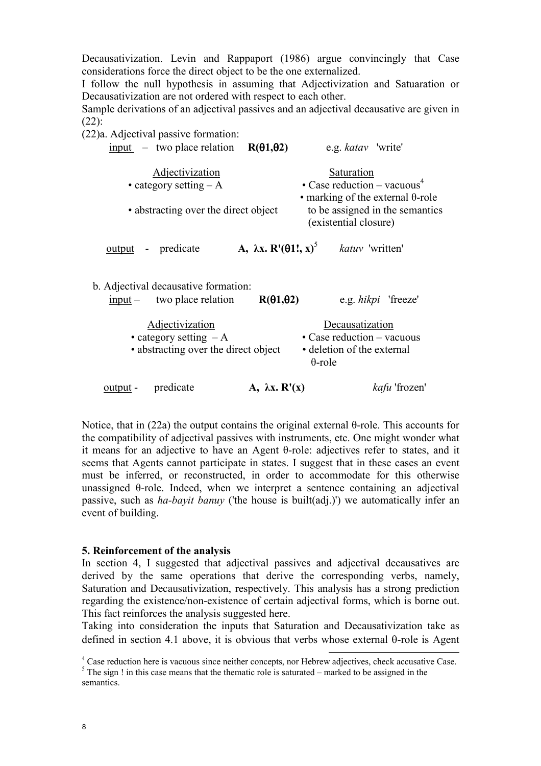Decausativization. Levin and Rappaport (1986) argue convincingly that Case considerations force the direct object to be the one externalized.

I follow the null hypothesis in assuming that Adjectivization and Satuaration or Decausativization are not ordered with respect to each other.

Sample derivations of an adjectival passives and an adjectival decausative are given in (22):

(22)a. Adjectival passive formation:

<u>input</u> – two place relation **R(θ1,θ2)** e.g. *katav* 'write'

| <u>Adjectivization</u> | <u>Saturation</u> |
|---|---|
| • category setting – A | • Case reduction – vacuous[4] |
| • abstracting over the direct object | • marking of the external θ-role to be assigned in the semantics (existential closure) |

<u>output</u> - predicate **A, λx. R'(θ1!, x)**[5] *katuv* 'written'

b. Adjectival decausative formation:

<u>input</u> – two place relation **R(θ1,θ2)** e.g. *hikpi* 'freeze'

| <u>Adjectivization</u> | <u>Decausatization</u> |
|---|---|
| • category setting – A | • Case reduction – vacuous |
| • abstracting over the direct object | • deletion of the external θ-role |

<u>output</u> - predicate **A, λx. R'(x)** *kafu* 'frozen'

Notice, that in (22a) the output contains the original external θ-role. This accounts for the compatibility of adjectival passives with instruments, etc. One might wonder what it means for an adjective to have an Agent θ-role: adjectives refer to states, and it seems that Agents cannot participate in states. I suggest that in these cases an event must be inferred, or reconstructed, in order to accommodate for this otherwise unassigned θ-role. Indeed, when we interpret a sentence containing an adjectival passive, such as *ha-bayit banuy* ('the house is built(adj.)') we automatically infer an event of building.

### 5. Reinforcement of the analysis

In section 4, I suggested that adjectival passives and adjectival decausatives are derived by the same operations that derive the corresponding verbs, namely, Saturation and Decausativization, respectively. This analysis has a strong prediction regarding the existence/non-existence of certain adjectival forms, which is borne out. This fact reinforces the analysis suggested here.

Taking into consideration the inputs that Saturation and Decausativization take as defined in section 4.1 above, it is obvious that verbs whose external θ-role is Agent

---

[4] Case reduction here is vacuous since neither concepts, nor Hebrew adjectives, check accusative Case.

[5] The sign ! in this case means that the thematic role is saturated – marked to be assigned in the semantics.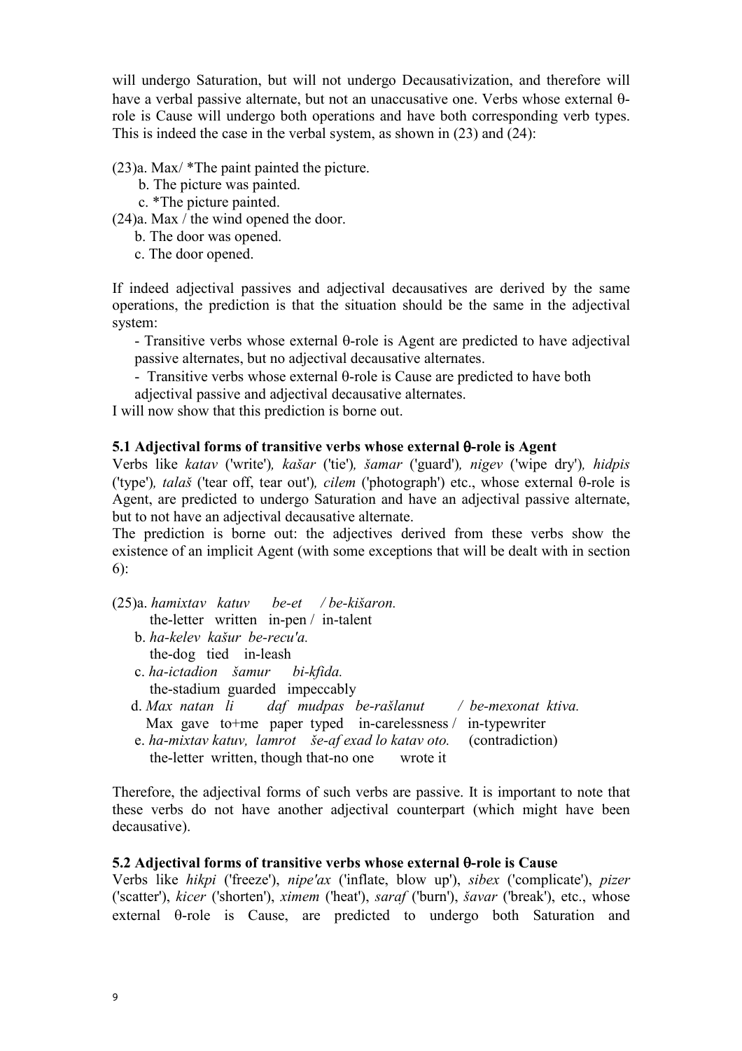will undergo Saturation, but will not undergo Decausativization, and therefore will have a verbal passive alternate, but not an unaccusative one. Verbs whose external θ-role is Cause will undergo both operations and have both corresponding verb types. This is indeed the case in the verbal system, as shown in (23) and (24):

(23)a. Max/ *The paint painted the picture.
 b. The picture was painted.
 c. *The picture painted.

(24)a. Max / the wind opened the door.
 b. The door was opened.
 c. The door opened.

If indeed adjectival passives and adjectival decausatives are derived by the same operations, the prediction is that the situation should be the same in the adjectival system:

- Transitive verbs whose external θ-role is Agent are predicted to have adjectival passive alternates, but no adjectival decausative alternates.
- Transitive verbs whose external θ-role is Cause are predicted to have both adjectival passive and adjectival decausative alternates.

I will now show that this prediction is borne out.

### 5.1 Adjectival forms of transitive verbs whose external θ-role is Agent

Verbs like *katav* ('write'), *kašar* ('tie'), *šamar* ('guard'), *nigev* ('wipe dry'), *hidpis* ('type'), *talaš* ('tear off, tear out'), *cilem* ('photograph') etc., whose external θ-role is Agent, are predicted to undergo Saturation and have an adjectival passive alternate, but to not have an adjectival decausative alternate.

The prediction is borne out: the adjectives derived from these verbs show the existence of an implicit Agent (with some exceptions that will be dealt with in section 6):

(25)a. *hamixtav katuv be-et / be-kišaron.*
 the-letter written in-pen / in-talent
 b. *ha-kelev kašur be-recu'a.*
 the-dog tied in-leash
 c. *ha-ictadion šamur bi-kfida.*
 the-stadium guarded impeccably
 d. *Max natan li daf mudpas be-rašlanut / be-mexonat ktiva.*
 Max gave to+me paper typed in-carelessness / in-typewriter
 e. *ha-mixtav katuv, lamrot še-af exad lo katav oto.* (contradiction)
 the-letter written, though that-no one wrote it

Therefore, the adjectival forms of such verbs are passive. It is important to note that these verbs do not have another adjectival counterpart (which might have been decausative).

### 5.2 Adjectival forms of transitive verbs whose external θ-role is Cause

Verbs like *hikpi* ('freeze'), *nipe'ax* ('inflate, blow up'), *sibex* ('complicate'), *pizer* ('scatter'), *kicer* ('shorten'), *ximem* ('heat'), *saraf* ('burn'), *šavar* ('break'), etc., whose external θ-role is Cause, are predicted to undergo both Saturation and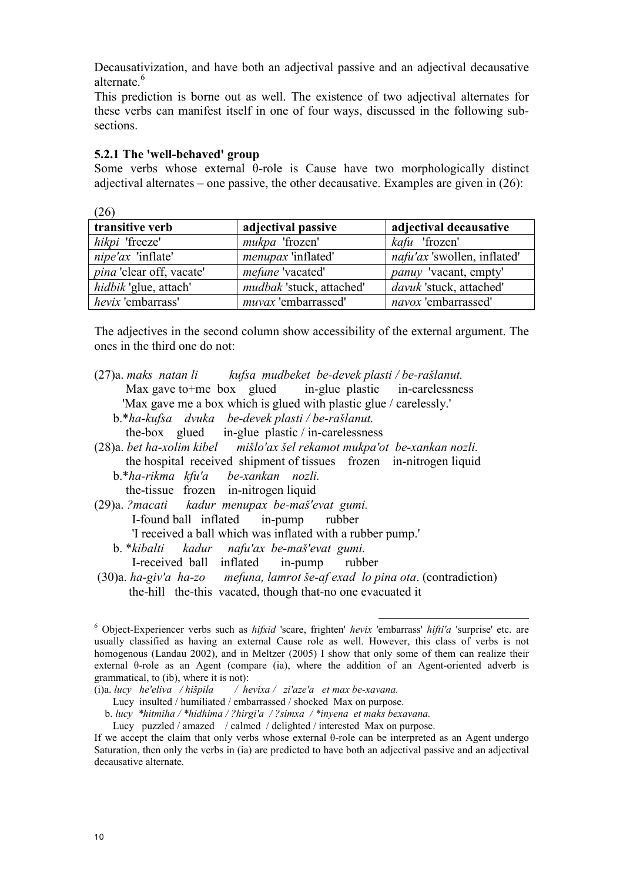Decausativization, and have both an adjectival passive and an adjectival decausative alternate.[6]

This prediction is borne out as well. The existence of two adjectival alternates for these verbs can manifest itself in one of four ways, discussed in the following sub-sections.

### 5.2.1 The 'well-behaved' group

Some verbs whose external θ-role is Cause have two morphologically distinct adjectival alternates – one passive, the other decausative. Examples are given in (26):

(26)

| transitive verb | adjectival passive | adjectival decausative |
|---|---|---|
| *hikpi* 'freeze' | *mukpa* 'frozen' | *kafu* 'frozen' |
| *nipe'ax* 'inflate' | *menupax* 'inflated' | *nafu'ax* 'swollen, inflated' |
| *pina* 'clear off, vacate' | *mefune* 'vacated' | *panuy* 'vacant, empty' |
| *hidbik* 'glue, attach' | *mudbak* 'stuck, attached' | *davuk* 'stuck, attached' |
| *hevix* 'embarrass' | *muvax* 'embarrassed' | *navox* 'embarrassed' |

The adjectives in the second column show accessibility of the external argument. The ones in the third one do not:

(27)a. *maks natan li kufsa mudbeket be-devek plasti / be-rašlanut.*
Max gave to+me box glued in-glue plastic in-carelessness
'Max gave me a box which is glued with plastic glue / carelessly.'

b.\**ha-kufsa dvuka be-devek plasti / be-rašlanut.*
the-box glued in-glue plastic / in-carelessness

(28)a. *bet ha-xolim kibel mišlo'ax šel rekamot mukpa'ot be-xankan nozli.*
the hospital received shipment of tissues frozen in-nitrogen liquid

b.\**ha-rikma kfu'a be-xankan nozli.*
the-tissue frozen in-nitrogen liquid

(29)a. *?macati kadur menupax be-maš'evat gumi.*
I-found ball inflated in-pump rubber
'I received a ball which was inflated with a rubber pump.'

b. \**kibalti kadur nafu'ax be-maš'evat gumi.*
I-received ball inflated in-pump rubber

(30)a. *ha-giv'a ha-zo mefuna, lamrot še-af exad lo pina ota*. (contradiction)
the-hill the-this vacated, though that-no one evacuated it

---

[6] Object-Experiencer verbs such as *hifxid* 'scare, frighten' *hevix* 'embarrass' *hifti'a* 'surprise' etc. are usually classified as having an external Cause role as well. However, this class of verbs is not homogenous (Landau 2002), and in Meltzer (2005) I show that only some of them can realize their external θ-role as an Agent (compare (ia), where the addition of an Agent-oriented adverb is grammatical, to (ib), where it is not):

(i)a. *lucy he'eliva / hišpila / hevixa / zi'aze'a et max be-xavana.*
Lucy insulted / humiliated / embarrassed / shocked Max on purpose.

b. *lucy \*hitmiha / \*hidhima / ?hirgi'a / ?simxa / \*inyena et maks bexavana.*
Lucy puzzled / amazed / calmed / delighted / interested Max on purpose.

If we accept the claim that only verbs whose external θ-role can be interpreted as an Agent undergo Saturation, then only the verbs in (ia) are predicted to have both an adjectival passive and an adjectival decausative alternate.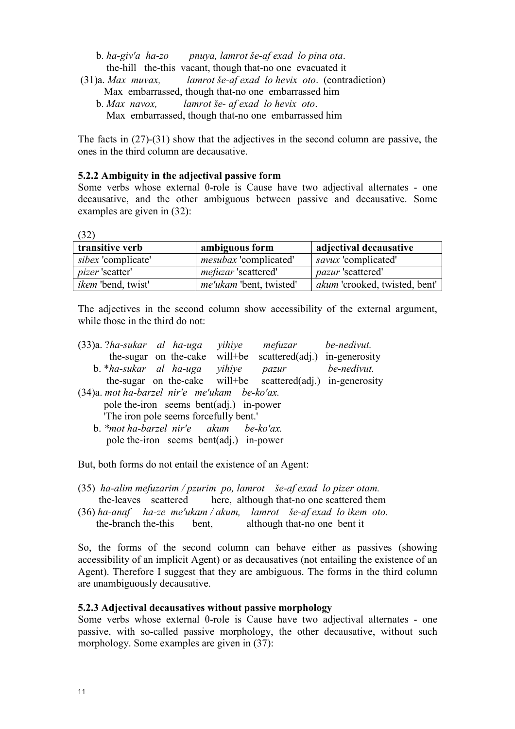b. *ha-giv'a ha-zo pnuya, lamrot še-af exad lo pina ota*.
the-hill the-this vacant, though that-no one evacuated it

(31)a. *Max muvax, lamrot še-af exad lo hevix oto*. (contradiction)
Max embarrassed, though that-no one embarrassed him

b. *Max navox, lamrot še- af exad lo hevix oto*.
Max embarrassed, though that-no one embarrassed him

The facts in (27)-(31) show that the adjectives in the second column are passive, the ones in the third column are decausative.

### 5.2.2 Ambiguity in the adjectival passive form

Some verbs whose external θ-role is Cause have two adjectival alternates - one decausative, and the other ambiguous between passive and decausative. Some examples are given in (32):

(32)

| transitive verb | ambiguous form | adjectival decausative |
|---|---|---|
| *sibex* 'complicate' | *mesubax* 'complicated' | *savux* 'complicated' |
| *pizer* 'scatter' | *mefuzar* 'scattered' | *pazur* 'scattered' |
| *ikem* 'bend, twist' | *me'ukam* 'bent, twisted' | *akum* 'crooked, twisted, bent' |

The adjectives in the second column show accessibility of the external argument, while those in the third do not:

(33)a. ?*ha-sukar al ha-uga yihiye mefuzar be-nedivut.*
the-sugar on the-cake will+be scattered(adj.) in-generosity

b. \**ha-sukar al ha-uga yihiye pazur be-nedivut.*
the-sugar on the-cake will+be scattered(adj.) in-generosity

(34)a. *mot ha-barzel nir'e me'ukam be-ko'ax.*
pole the-iron seems bent(adj.) in-power
'The iron pole seems forcefully bent.'

b. \**mot ha-barzel nir'e akum be-ko'ax.*
pole the-iron seems bent(adj.) in-power

But, both forms do not entail the existence of an Agent:

(35) *ha-alim mefuzarim / pzurim po, lamrot še-af exad lo pizer otam.*
the-leaves scattered here, although that-no one scattered them

(36) *ha-anaf ha-ze me'ukam / akum, lamrot še-af exad lo ikem oto.*
the-branch the-this bent, although that-no one bent it

So, the forms of the second column can behave either as passives (showing accessibility of an implicit Agent) or as decausatives (not entailing the existence of an Agent). Therefore I suggest that they are ambiguous. The forms in the third column are unambiguously decausative.

### 5.2.3 Adjectival decausatives without passive morphology

Some verbs whose external θ-role is Cause have two adjectival alternates - one passive, with so-called passive morphology, the other decausative, without such morphology. Some examples are given in (37):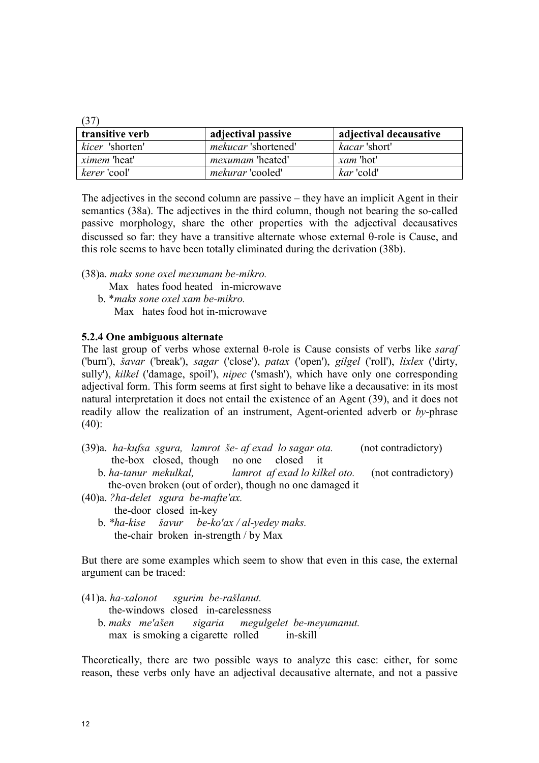(37)

| transitive verb | adjectival passive | adjectival decausative |
|---|---|---|
| *kicer* 'shorten' | *mekucar* 'shortened' | *kacar* 'short' |
| *ximem* 'heat' | *mexumam* 'heated' | *xam* 'hot' |
| *kerer* 'cool' | *mekurar* 'cooled' | *kar* 'cold' |

The adjectives in the second column are passive – they have an implicit Agent in their semantics (38a). The adjectives in the third column, though not bearing the so-called passive morphology, share the other properties with the adjectival decausatives discussed so far: they have a transitive alternate whose external θ-role is Cause, and this role seems to have been totally eliminated during the derivation (38b).

(38)a. *maks sone oxel mexumam be-mikro.*
  Max hates food heated in-microwave
 b. \**maks sone oxel xam be-mikro.*
  Max hates food hot in-microwave

#### 5.2.4 One ambiguous alternate

The last group of verbs whose external θ-role is Cause consists of verbs like *saraf* ('burn'), *šavar* ('break'), *sagar* ('close'), *patax* ('open'), *gilgel* ('roll'), *lixlex* ('dirty, sully'), *kilkel* ('damage, spoil'), *nipec* ('smash'), which have only one corresponding adjectival form. This form seems at first sight to behave like a decausative: in its most natural interpretation it does not entail the existence of an Agent (39), and it does not readily allow the realization of an instrument, Agent-oriented adverb or *by*-phrase (40):

(39)a. *ha-kufsa sgura, lamrot še- af exad lo sagar ota.* (not contradictory)
  the-box closed, though no one closed it
 b. *ha-tanur mekulkal, lamrot af exad lo kilkel oto.* (not contradictory)
  the-oven broken (out of order), though no one damaged it

(40)a. *?ha-delet sgura be-mafte'ax.*
  the-door closed in-key
 b. \**ha-kise šavur be-ko'ax / al-yedey maks.*
  the-chair broken in-strength / by Max

But there are some examples which seem to show that even in this case, the external argument can be traced:

(41)a. *ha-xalonot sgurim be-rašlanut.*
  the-windows closed in-carelessness
 b. *maks me'ašen sigaria megulgelet be-meyumanut.*
  max is smoking a cigarette rolled in-skill

Theoretically, there are two possible ways to analyze this case: either, for some reason, these verbs only have an adjectival decausative alternate, and not a passive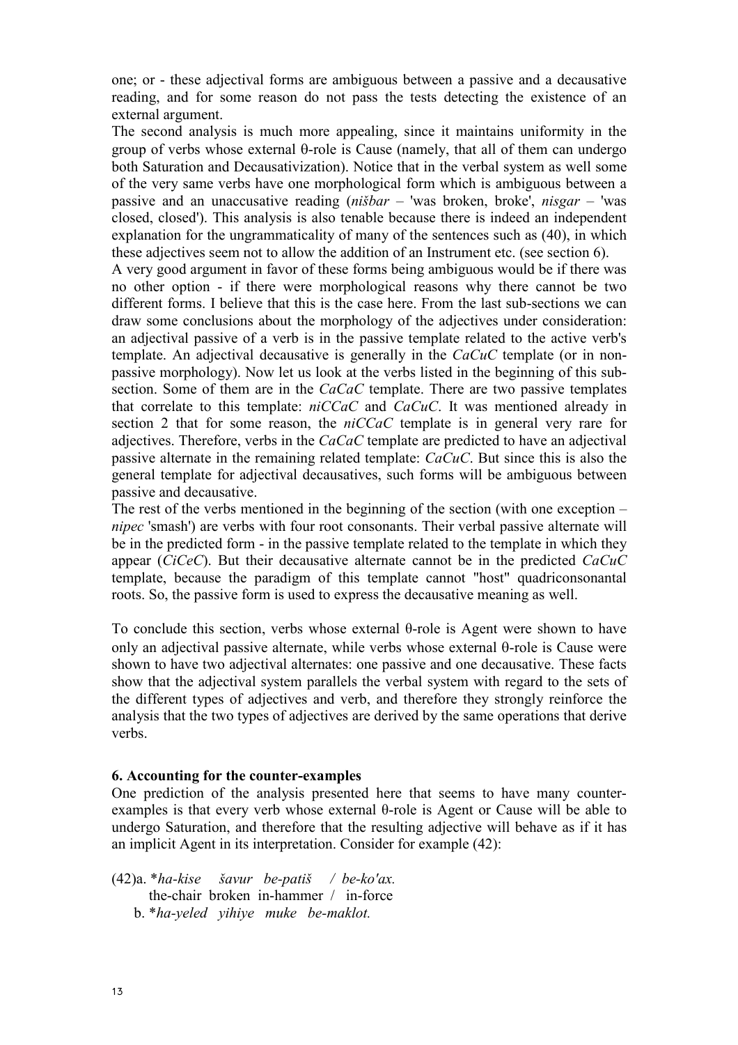one; or - these adjectival forms are ambiguous between a passive and a decausative reading, and for some reason do not pass the tests detecting the existence of an external argument.

The second analysis is much more appealing, since it maintains uniformity in the group of verbs whose external θ-role is Cause (namely, that all of them can undergo both Saturation and Decausativization). Notice that in the verbal system as well some of the very same verbs have one morphological form which is ambiguous between a passive and an unaccusative reading (*nišbar* – 'was broken, broke', *nisgar* – 'was closed, closed'). This analysis is also tenable because there is indeed an independent explanation for the ungrammaticality of many of the sentences such as (40), in which these adjectives seem not to allow the addition of an Instrument etc. (see section 6).

A very good argument in favor of these forms being ambiguous would be if there was no other option - if there were morphological reasons why there cannot be two different forms. I believe that this is the case here. From the last sub-sections we can draw some conclusions about the morphology of the adjectives under consideration: an adjectival passive of a verb is in the passive template related to the active verb's template. An adjectival decausative is generally in the *CaCuC* template (or in non-passive morphology). Now let us look at the verbs listed in the beginning of this sub-section. Some of them are in the *CaCaC* template. There are two passive templates that correlate to this template: *niCCaC* and *CaCuC*. It was mentioned already in section 2 that for some reason, the *niCCaC* template is in general very rare for adjectives. Therefore, verbs in the *CaCaC* template are predicted to have an adjectival passive alternate in the remaining related template: *CaCuC*. But since this is also the general template for adjectival decausatives, such forms will be ambiguous between passive and decausative.

The rest of the verbs mentioned in the beginning of the section (with one exception – *nipec* 'smash') are verbs with four root consonants. Their verbal passive alternate will be in the predicted form - in the passive template related to the template in which they appear (*CiCeC*). But their decausative alternate cannot be in the predicted *CaCuC* template, because the paradigm of this template cannot "host" quadriconsonantal roots. So, the passive form is used to express the decausative meaning as well.

To conclude this section, verbs whose external θ-role is Agent were shown to have only an adjectival passive alternate, while verbs whose external θ-role is Cause were shown to have two adjectival alternates: one passive and one decausative. These facts show that the adjectival system parallels the verbal system with regard to the sets of the different types of adjectives and verb, and therefore they strongly reinforce the analysis that the two types of adjectives are derived by the same operations that derive verbs.

## 6. Accounting for the counter-examples

One prediction of the analysis presented here that seems to have many counter-examples is that every verb whose external θ-role is Agent or Cause will be able to undergo Saturation, and therefore that the resulting adjective will behave as if it has an implicit Agent in its interpretation. Consider for example (42):

(42) a. *\*ha-kise šavur be-patiš / be-ko'ax.*
the-chair broken in-hammer / in-force

b. *\*ha-yeled yihiye muke be-maklot.*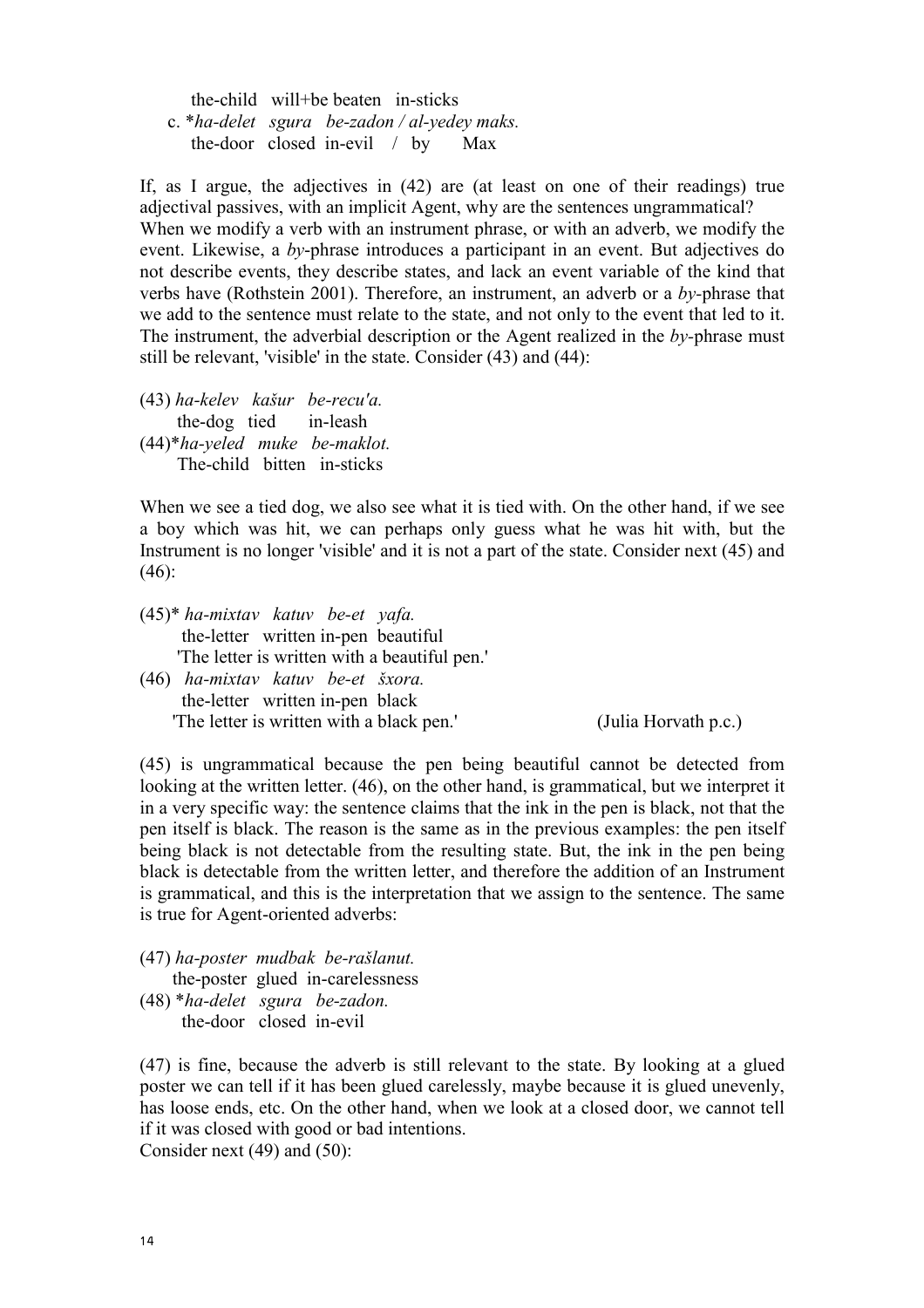the-child will+be beaten in-sticks

c. \**ha-delet sgura be-zadon / al-yedey maks.*
the-door closed in-evil / by Max

If, as I argue, the adjectives in (42) are (at least on one of their readings) true adjectival passives, with an implicit Agent, why are the sentences ungrammatical? When we modify a verb with an instrument phrase, or with an adverb, we modify the event. Likewise, a *by*-phrase introduces a participant in an event. But adjectives do not describe events, they describe states, and lack an event variable of the kind that verbs have (Rothstein 2001). Therefore, an instrument, an adverb or a *by*-phrase that we add to the sentence must relate to the state, and not only to the event that led to it. The instrument, the adverbial description or the Agent realized in the *by*-phrase must still be relevant, 'visible' in the state. Consider (43) and (44):

(43) *ha-kelev kašur be-recu'a.*
the-dog tied in-leash

(44)\**ha-yeled muke be-maklot.*
The-child bitten in-sticks

When we see a tied dog, we also see what it is tied with. On the other hand, if we see a boy which was hit, we can perhaps only guess what he was hit with, but the Instrument is no longer 'visible' and it is not a part of the state. Consider next (45) and (46):

(45)\* *ha-mixtav katuv be-et yafa.*
the-letter written in-pen beautiful
'The letter is written with a beautiful pen.'

(46) *ha-mixtav katuv be-et šxora.*
the-letter written in-pen black
'The letter is written with a black pen.' (Julia Horvath p.c.)

(45) is ungrammatical because the pen being beautiful cannot be detected from looking at the written letter. (46), on the other hand, is grammatical, but we interpret it in a very specific way: the sentence claims that the ink in the pen is black, not that the pen itself is black. The reason is the same as in the previous examples: the pen itself being black is not detectable from the resulting state. But, the ink in the pen being black is detectable from the written letter, and therefore the addition of an Instrument is grammatical, and this is the interpretation that we assign to the sentence. The same is true for Agent-oriented adverbs:

(47) *ha-poster mudbak be-rašlanut.*
the-poster glued in-carelessness

(48) \**ha-delet sgura be-zadon.*
the-door closed in-evil

(47) is fine, because the adverb is still relevant to the state. By looking at a glued poster we can tell if it has been glued carelessly, maybe because it is glued unevenly, has loose ends, etc. On the other hand, when we look at a closed door, we cannot tell if it was closed with good or bad intentions.
Consider next (49) and (50):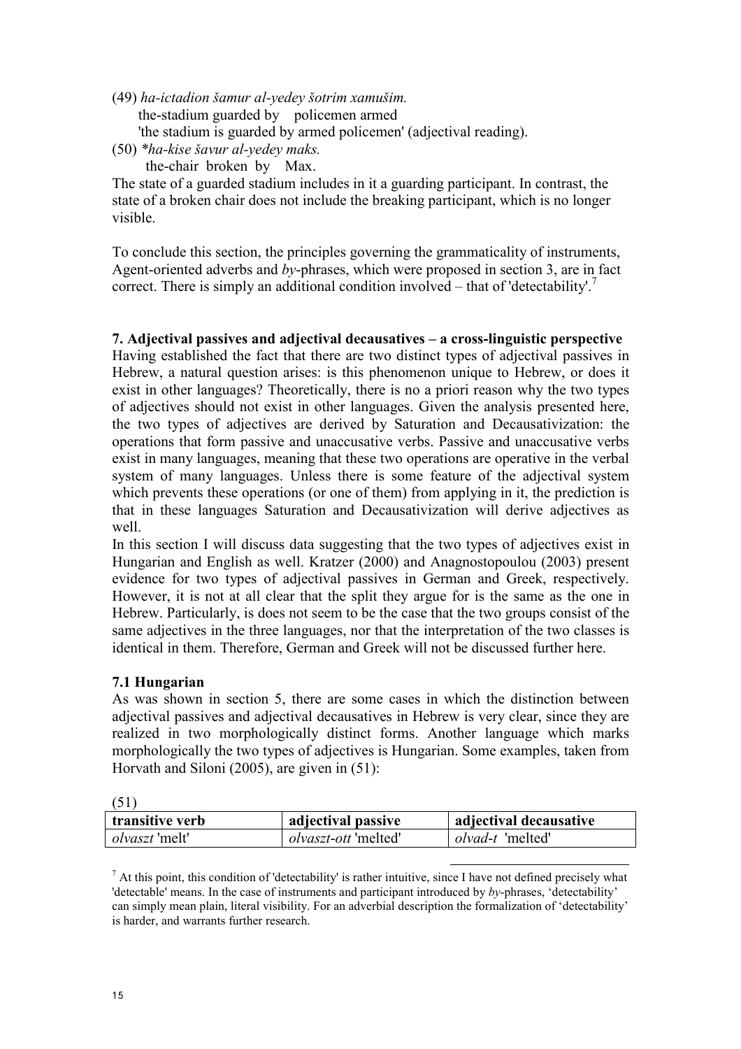(49) *ha-ictadion šamur al-yedey šotrim xamušim.*
     the-stadium guarded by   policemen armed
     'the stadium is guarded by armed policemen' (adjectival reading).

(50) *\*ha-kise šavur al-yedey maks.*
     the-chair broken by   Max.

The state of a guarded stadium includes in it a guarding participant. In contrast, the state of a broken chair does not include the breaking participant, which is no longer visible.

To conclude this section, the principles governing the grammaticality of instruments, Agent-oriented adverbs and *by*-phrases, which were proposed in section 3, are in fact correct. There is simply an additional condition involved – that of 'detectability'.[7]

**7. Adjectival passives and adjectival decausatives – a cross-linguistic perspective**

Having established the fact that there are two distinct types of adjectival passives in Hebrew, a natural question arises: is this phenomenon unique to Hebrew, or does it exist in other languages? Theoretically, there is no a priori reason why the two types of adjectives should not exist in other languages. Given the analysis presented here, the two types of adjectives are derived by Saturation and Decausativization: the operations that form passive and unaccusative verbs. Passive and unaccusative verbs exist in many languages, meaning that these two operations are operative in the verbal system of many languages. Unless there is some feature of the adjectival system which prevents these operations (or one of them) from applying in it, the prediction is that in these languages Saturation and Decausativization will derive adjectives as well.

In this section I will discuss data suggesting that the two types of adjectives exist in Hungarian and English as well. Kratzer (2000) and Anagnostopoulou (2003) present evidence for two types of adjectival passives in German and Greek, respectively. However, it is not at all clear that the split they argue for is the same as the one in Hebrew. Particularly, is does not seem to be the case that the two groups consist of the same adjectives in the three languages, nor that the interpretation of the two classes is identical in them. Therefore, German and Greek will not be discussed further here.

**7.1 Hungarian**

As was shown in section 5, there are some cases in which the distinction between adjectival passives and adjectival decausatives in Hebrew is very clear, since they are realized in two morphologically distinct forms. Another language which marks morphologically the two types of adjectives is Hungarian. Some examples, taken from Horvath and Siloni (2005), are given in (51):

(51)

| transitive verb | adjectival passive | adjectival decausative |
|---|---|---|
| *olvaszt* 'melt' | *olvaszt-ott* 'melted' | *olvad-t* 'melted' |

[7] At this point, this condition of 'detectability' is rather intuitive, since I have not defined precisely what 'detectable' means. In the case of instruments and participant introduced by *by*-phrases, 'detectability' can simply mean plain, literal visibility. For an adverbial description the formalization of 'detectability' is harder, and warrants further research.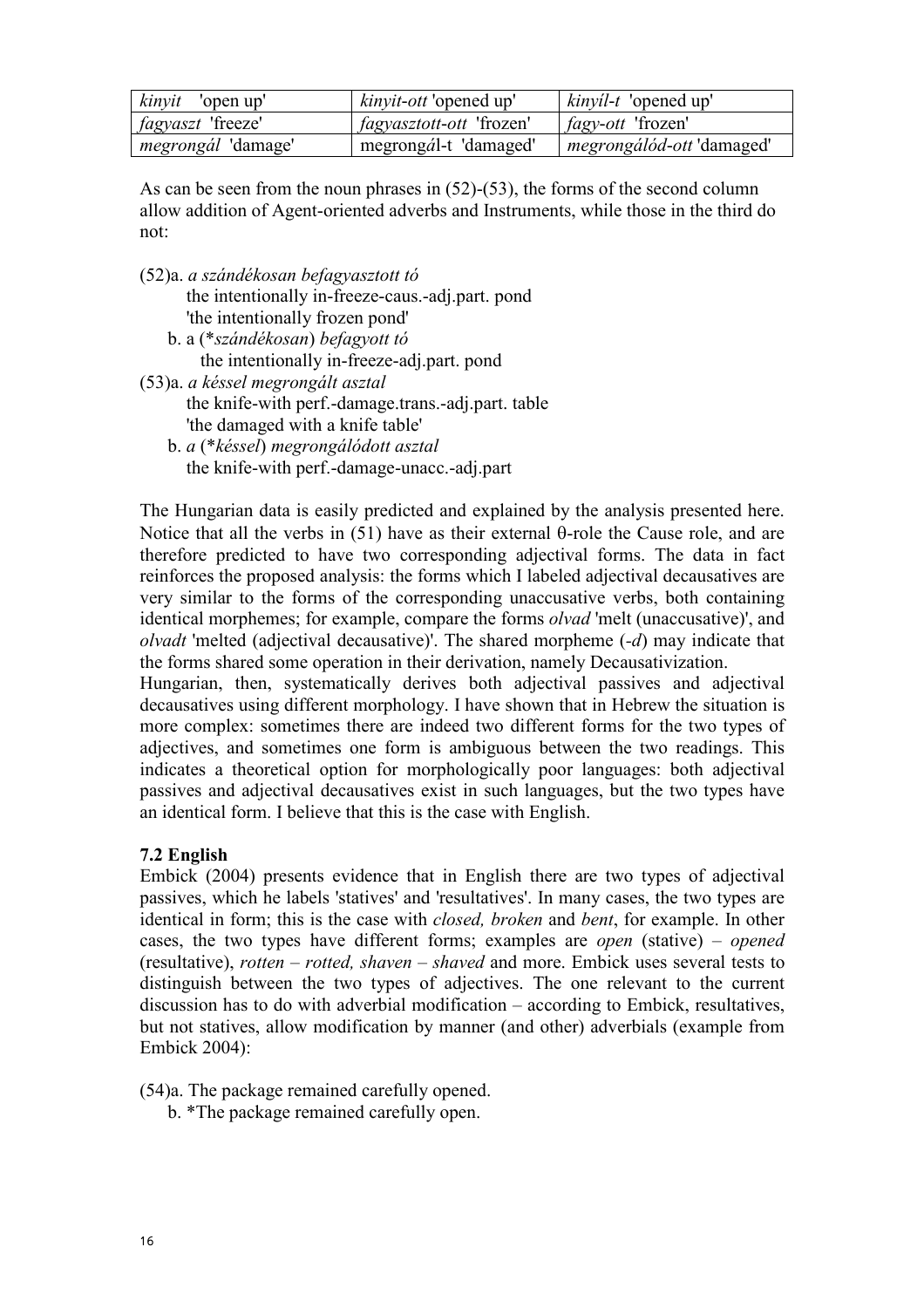| *kinyit* 'open up' | *kinyit-ott* 'opened up' | *kinyíl-t* 'opened up' |
|---|---|---|
| *fagyaszt* 'freeze' | *fagyasztott-ott* 'frozen' | *fagy-ott* 'frozen' |
| *megrongál* 'damage' | megrongál-t 'damaged' | *megrongálód-ott* 'damaged' |

As can be seen from the noun phrases in (52)-(53), the forms of the second column allow addition of Agent-oriented adverbs and Instruments, while those in the third do not:

(52)a. *a szándékosan befagyasztott tó*
    the intentionally in-freeze-caus.-adj.part. pond
    'the intentionally frozen pond'
  b. a (**szándékosan*) *befagyott tó*
    the intentionally in-freeze-adj.part. pond
(53)a. *a késsel megrongált asztal*
    the knife-with perf.-damage.trans.-adj.part. table
    'the damaged with a knife table'
  b. *a* (**késsel*) *megrongálódott asztal*
    the knife-with perf.-damage-unacc.-adj.part

The Hungarian data is easily predicted and explained by the analysis presented here. Notice that all the verbs in (51) have as their external θ-role the Cause role, and are therefore predicted to have two corresponding adjectival forms. The data in fact reinforces the proposed analysis: the forms which I labeled adjectival decausatives are very similar to the forms of the corresponding unaccusative verbs, both containing identical morphemes; for example, compare the forms *olvad* 'melt (unaccusative)', and *olvadt* 'melted (adjectival decausative)'. The shared morpheme (*-d*) may indicate that the forms shared some operation in their derivation, namely Decausativization.
Hungarian, then, systematically derives both adjectival passives and adjectival decausatives using different morphology. I have shown that in Hebrew the situation is more complex: sometimes there are indeed two different forms for the two types of adjectives, and sometimes one form is ambiguous between the two readings. This indicates a theoretical option for morphologically poor languages: both adjectival passives and adjectival decausatives exist in such languages, but the two types have an identical form. I believe that this is the case with English.

### 7.2 English

Embick (2004) presents evidence that in English there are two types of adjectival passives, which he labels 'statives' and 'resultatives'. In many cases, the two types are identical in form; this is the case with *closed, broken* and *bent*, for example. In other cases, the two types have different forms; examples are *open* (stative) – *opened* (resultative), *rotten* – *rotted, shaven* – *shaved* and more. Embick uses several tests to distinguish between the two types of adjectives. The one relevant to the current discussion has to do with adverbial modification – according to Embick, resultatives, but not statives, allow modification by manner (and other) adverbials (example from Embick 2004):

(54)a. The package remained carefully opened.
  b. *The package remained carefully open.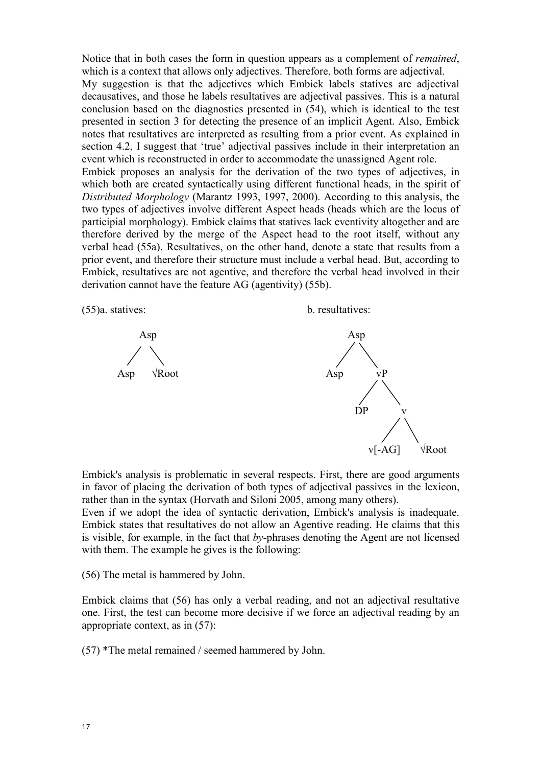Notice that in both cases the form in question appears as a complement of *remained*, which is a context that allows only adjectives. Therefore, both forms are adjectival.

My suggestion is that the adjectives which Embick labels statives are adjectival decausatives, and those he labels resultatives are adjectival passives. This is a natural conclusion based on the diagnostics presented in (54), which is identical to the test presented in section 3 for detecting the presence of an implicit Agent. Also, Embick notes that resultatives are interpreted as resulting from a prior event. As explained in section 4.2, I suggest that 'true' adjectival passives include in their interpretation an event which is reconstructed in order to accommodate the unassigned Agent role.

Embick proposes an analysis for the derivation of the two types of adjectives, in which both are created syntactically using different functional heads, in the spirit of *Distributed Morphology* (Marantz 1993, 1997, 2000). According to this analysis, the two types of adjectives involve different Aspect heads (heads which are the locus of participial morphology). Embick claims that statives lack eventivity altogether and are therefore derived by the merge of the Aspect head to the root itself, without any verbal head (55a). Resultatives, on the other hand, denote a state that results from a prior event, and therefore their structure must include a verbal head. But, according to Embick, resultatives are not agentive, and therefore the verbal head involved in their derivation cannot have the feature AG (agentivity) (55b).

(55)a. statives:

```
     Asp
    /   \
  Asp   √Root
```

b. resultatives:

```
     Asp
    /   \
  Asp    vP
        /  \
      DP    v
           /  \
      v[-AG]  √Root
```

Embick's analysis is problematic in several respects. First, there are good arguments in favor of placing the derivation of both types of adjectival passives in the lexicon, rather than in the syntax (Horvath and Siloni 2005, among many others).

Even if we adopt the idea of syntactic derivation, Embick's analysis is inadequate. Embick states that resultatives do not allow an Agentive reading. He claims that this is visible, for example, in the fact that *by*-phrases denoting the Agent are not licensed with them. The example he gives is the following:

(56) The metal is hammered by John.

Embick claims that (56) has only a verbal reading, and not an adjectival resultative one. First, the test can become more decisive if we force an adjectival reading by an appropriate context, as in (57):

(57) *The metal remained / seemed hammered by John.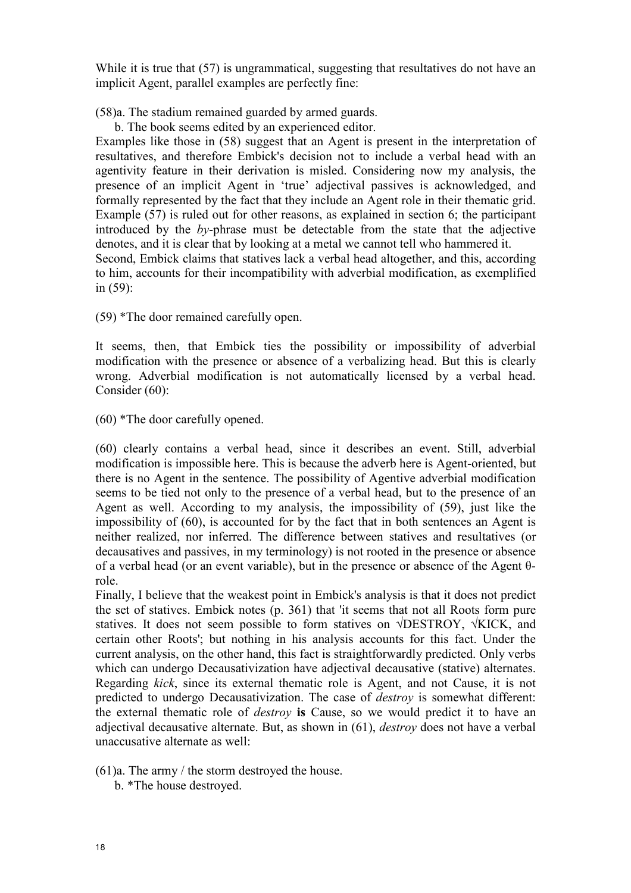While it is true that (57) is ungrammatical, suggesting that resultatives do not have an implicit Agent, parallel examples are perfectly fine:

(58)a. The stadium remained guarded by armed guards.
 b. The book seems edited by an experienced editor.

Examples like those in (58) suggest that an Agent is present in the interpretation of resultatives, and therefore Embick's decision not to include a verbal head with an agentivity feature in their derivation is misled. Considering now my analysis, the presence of an implicit Agent in 'true' adjectival passives is acknowledged, and formally represented by the fact that they include an Agent role in their thematic grid. Example (57) is ruled out for other reasons, as explained in section 6; the participant introduced by the *by*-phrase must be detectable from the state that the adjective denotes, and it is clear that by looking at a metal we cannot tell who hammered it.

Second, Embick claims that statives lack a verbal head altogether, and this, according to him, accounts for their incompatibility with adverbial modification, as exemplified in (59):

(59) *The door remained carefully open.

It seems, then, that Embick ties the possibility or impossibility of adverbial modification with the presence or absence of a verbalizing head. But this is clearly wrong. Adverbial modification is not automatically licensed by a verbal head. Consider (60):

(60) *The door carefully opened.

(60) clearly contains a verbal head, since it describes an event. Still, adverbial modification is impossible here. This is because the adverb here is Agent-oriented, but there is no Agent in the sentence. The possibility of Agentive adverbial modification seems to be tied not only to the presence of a verbal head, but to the presence of an Agent as well. According to my analysis, the impossibility of (59), just like the impossibility of (60), is accounted for by the fact that in both sentences an Agent is neither realized, nor inferred. The difference between statives and resultatives (or decausatives and passives, in my terminology) is not rooted in the presence or absence of a verbal head (or an event variable), but in the presence or absence of the Agent θ-role.

Finally, I believe that the weakest point in Embick's analysis is that it does not predict the set of statives. Embick notes (p. 361) that 'it seems that not all Roots form pure statives. It does not seem possible to form statives on √DESTROY, √KICK, and certain other Roots'; but nothing in his analysis accounts for this fact. Under the current analysis, on the other hand, this fact is straightforwardly predicted. Only verbs which can undergo Decausativization have adjectival decausative (stative) alternates. Regarding *kick*, since its external thematic role is Agent, and not Cause, it is not predicted to undergo Decausativization. The case of *destroy* is somewhat different: the external thematic role of *destroy* **is** Cause, so we would predict it to have an adjectival decausative alternate. But, as shown in (61), *destroy* does not have a verbal unaccusative alternate as well:

(61)a. The army / the storm destroyed the house.
 b. *The house destroyed.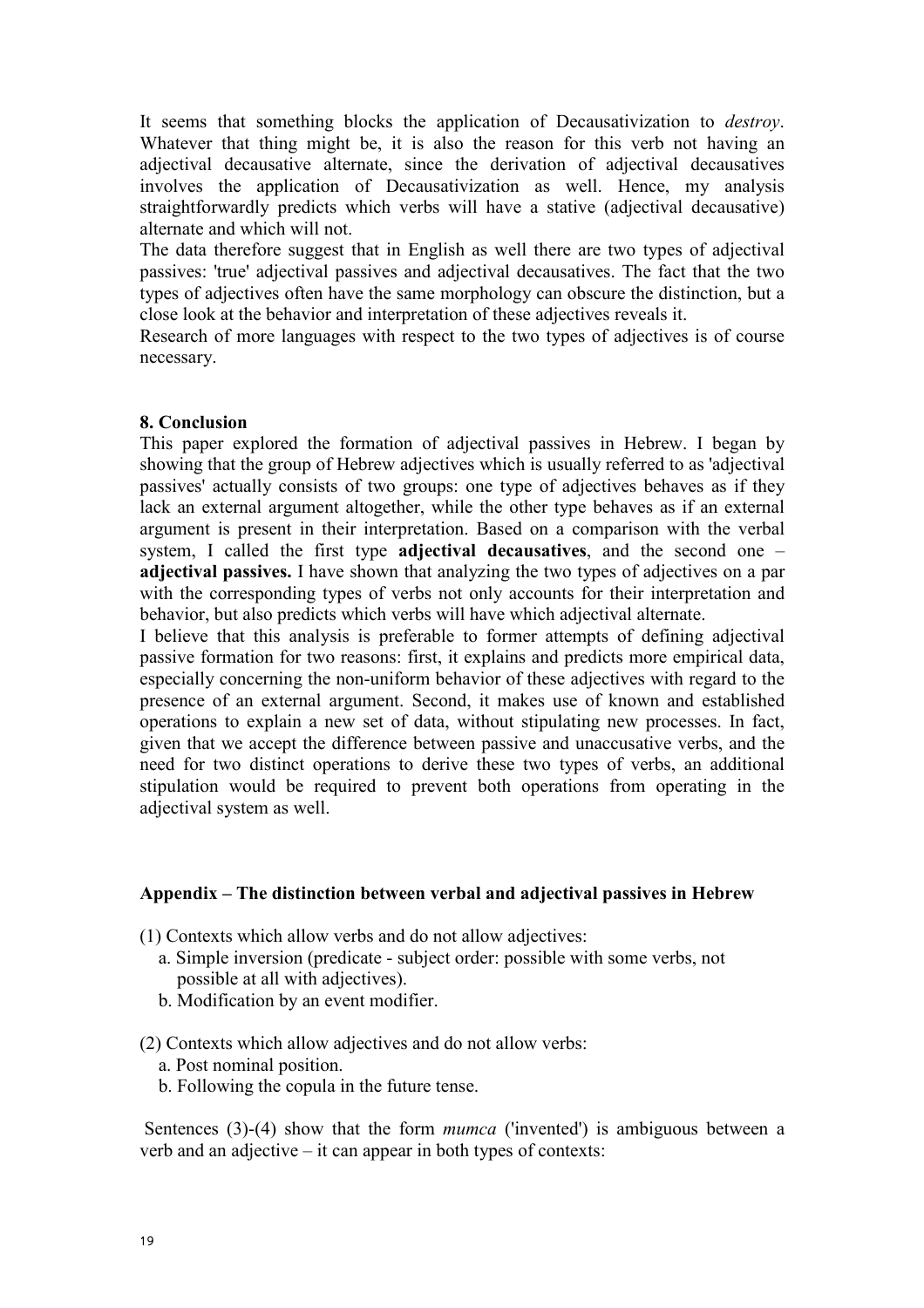It seems that something blocks the application of Decausativization to *destroy*. Whatever that thing might be, it is also the reason for this verb not having an adjectival decausative alternate, since the derivation of adjectival decausatives involves the application of Decausativization as well. Hence, my analysis straightforwardly predicts which verbs will have a stative (adjectival decausative) alternate and which will not.

The data therefore suggest that in English as well there are two types of adjectival passives: 'true' adjectival passives and adjectival decausatives. The fact that the two types of adjectives often have the same morphology can obscure the distinction, but a close look at the behavior and interpretation of these adjectives reveals it.

Research of more languages with respect to the two types of adjectives is of course necessary.

## 8. Conclusion

This paper explored the formation of adjectival passives in Hebrew. I began by showing that the group of Hebrew adjectives which is usually referred to as 'adjectival passives' actually consists of two groups: one type of adjectives behaves as if they lack an external argument altogether, while the other type behaves as if an external argument is present in their interpretation. Based on a comparison with the verbal system, I called the first type **adjectival decausatives**, and the second one – **adjectival passives.** I have shown that analyzing the two types of adjectives on a par with the corresponding types of verbs not only accounts for their interpretation and behavior, but also predicts which verbs will have which adjectival alternate.

I believe that this analysis is preferable to former attempts of defining adjectival passive formation for two reasons: first, it explains and predicts more empirical data, especially concerning the non-uniform behavior of these adjectives with regard to the presence of an external argument. Second, it makes use of known and established operations to explain a new set of data, without stipulating new processes. In fact, given that we accept the difference between passive and unaccusative verbs, and the need for two distinct operations to derive these two types of verbs, an additional stipulation would be required to prevent both operations from operating in the adjectival system as well.

## Appendix – The distinction between verbal and adjectival passives in Hebrew

(1) Contexts which allow verbs and do not allow adjectives:
   a. Simple inversion (predicate - subject order: possible with some verbs, not possible at all with adjectives).
   b. Modification by an event modifier.

(2) Contexts which allow adjectives and do not allow verbs:
   a. Post nominal position.
   b. Following the copula in the future tense.

Sentences (3)-(4) show that the form *mumca* ('invented') is ambiguous between a verb and an adjective – it can appear in both types of contexts: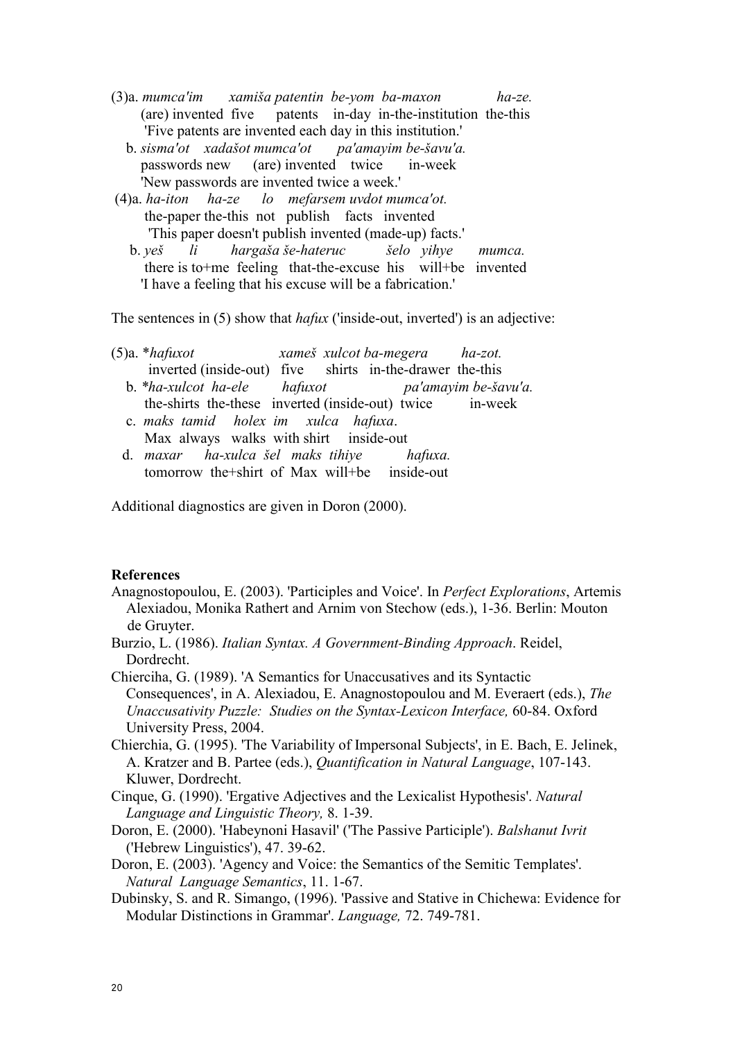(3)a. *mumca'im xamiša patentin be-yom ba-maxon ha-ze.*
(are) invented five patents in-day in-the-institution the-this
'Five patents are invented each day in this institution.'

b. *sisma'ot xadašot mumca'ot pa'amayim be-šavu'a.*
passwords new (are) invented twice in-week
'New passwords are invented twice a week.'

(4)a. *ha-iton ha-ze lo mefarsem uvdot mumca'ot.*
the-paper the-this not publish facts invented
'This paper doesn't publish invented (made-up) facts.'

b. *yeš li hargaša še-hateruc šelo yihye mumca.*
there is to+me feeling that-the-excuse his will+be invented
'I have a feeling that his excuse will be a fabrication.'

The sentences in (5) show that *hafux* ('inside-out, inverted') is an adjective:

(5)a. \**hafuxot xameš xulcot ba-megera ha-zot.*
inverted (inside-out) five shirts in-the-drawer the-this

b. \**ha-xulcot ha-ele hafuxot pa'amayim be-šavu'a.*
the-shirts the-these inverted (inside-out) twice in-week

c. *maks tamid holex im xulca hafuxa*.
Max always walks with shirt inside-out

d. *maxar ha-xulca šel maks tihiye hafuxa.*
tomorrow the+shirt of Max will+be inside-out

Additional diagnostics are given in Doron (2000).

**References**

Anagnostopoulou, E. (2003). 'Participles and Voice'. In *Perfect Explorations*, Artemis Alexiadou, Monika Rathert and Arnim von Stechow (eds.), 1-36. Berlin: Mouton de Gruyter.

Burzio, L. (1986). *Italian Syntax. A Government-Binding Approach*. Reidel, Dordrecht.

Chierciha, G. (1989). 'A Semantics for Unaccusatives and its Syntactic Consequences', in A. Alexiadou, E. Anagnostopoulou and M. Everaert (eds.), *The Unaccusativity Puzzle: Studies on the Syntax-Lexicon Interface,* 60-84. Oxford University Press, 2004.

Chierchia, G. (1995). 'The Variability of Impersonal Subjects', in E. Bach, E. Jelinek, A. Kratzer and B. Partee (eds.), *Quantification in Natural Language*, 107-143. Kluwer, Dordrecht.

Cinque, G. (1990). 'Ergative Adjectives and the Lexicalist Hypothesis'. *Natural Language and Linguistic Theory,* 8. 1-39.

Doron, E. (2000). 'Habeynoni Hasavil' ('The Passive Participle'). *Balshanut Ivrit* ('Hebrew Linguistics'), 47. 39-62.

Doron, E. (2003). 'Agency and Voice: the Semantics of the Semitic Templates'. *Natural Language Semantics*, 11. 1-67.

Dubinsky, S. and R. Simango, (1996). 'Passive and Stative in Chichewa: Evidence for Modular Distinctions in Grammar'. *Language,* 72. 749-781.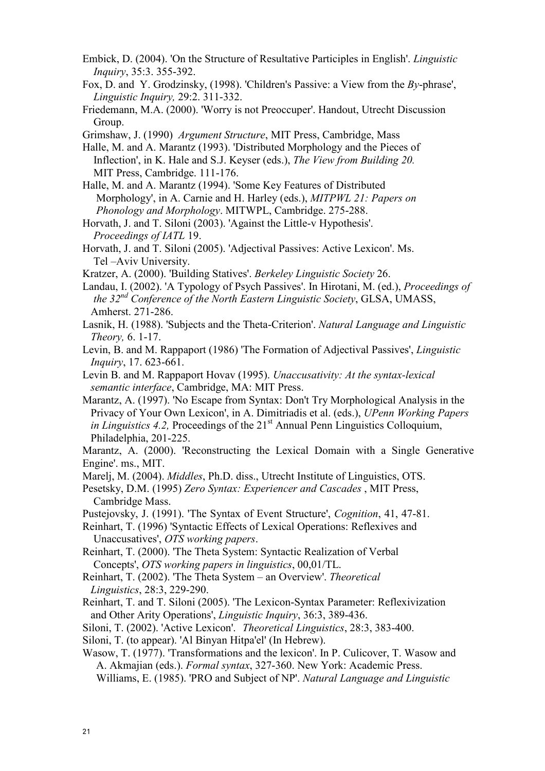Embick, D. (2004). 'On the Structure of Resultative Participles in English'. *Linguistic Inquiry*, 35:3. 355-392.

Fox, D. and Y. Grodzinsky, (1998). 'Children's Passive: a View from the *By*-phrase', *Linguistic Inquiry,* 29:2. 311-332.

Friedemann, M.A. (2000). 'Worry is not Preoccuper'. Handout, Utrecht Discussion Group.

Grimshaw, J. (1990) *Argument Structure*, MIT Press, Cambridge, Mass

Halle, M. and A. Marantz (1993). 'Distributed Morphology and the Pieces of Inflection', in K. Hale and S.J. Keyser (eds.), *The View from Building 20.* MIT Press, Cambridge. 111-176.

Halle, M. and A. Marantz (1994). 'Some Key Features of Distributed Morphology', in A. Carnie and H. Harley (eds.), *MITPWL 21: Papers on Phonology and Morphology*. MITWPL, Cambridge. 275-288.

Horvath, J. and T. Siloni (2003). 'Against the Little-v Hypothesis'. *Proceedings of IATL* 19.

Horvath, J. and T. Siloni (2005). 'Adjectival Passives: Active Lexicon'. Ms. Tel –Aviv University.

Kratzer, A. (2000). 'Building Statives'. *Berkeley Linguistic Society* 26.

Landau, I. (2002). 'A Typology of Psych Passives'. In Hirotani, M. (ed.), *Proceedings of the 32nd Conference of the North Eastern Linguistic Society*, GLSA, UMASS, Amherst. 271-286.

Lasnik, H. (1988). 'Subjects and the Theta-Criterion'. *Natural Language and Linguistic Theory,* 6. 1-17.

Levin, B. and M. Rappaport (1986) 'The Formation of Adjectival Passives', *Linguistic Inquiry*, 17. 623-661.

Levin B. and M. Rappaport Hovav (1995). *Unaccusativity: At the syntax-lexical semantic interface*, Cambridge, MA: MIT Press.

Marantz, A. (1997). 'No Escape from Syntax: Don't Try Morphological Analysis in the Privacy of Your Own Lexicon', in A. Dimitriadis et al. (eds.), *UPenn Working Papers in Linguistics 4.2,* Proceedings of the 21st Annual Penn Linguistics Colloquium, Philadelphia, 201-225.

Marantz, A. (2000). 'Reconstructing the Lexical Domain with a Single Generative Engine'. ms., MIT.

Marelj, M. (2004). *Middles*, Ph.D. diss., Utrecht Institute of Linguistics, OTS.

Pesetsky, D.M. (1995) *Zero Syntax: Experiencer and Cascades* , MIT Press, Cambridge Mass.

Pustejovsky, J. (1991). 'The Syntax of Event Structure', *Cognition*, 41, 47-81.

Reinhart, T. (1996) 'Syntactic Effects of Lexical Operations: Reflexives and Unaccusatives', *OTS working papers*.

Reinhart, T. (2000). 'The Theta System: Syntactic Realization of Verbal Concepts', *OTS working papers in linguistics*, 00,01/TL.

Reinhart, T. (2002). 'The Theta System – an Overview'. *Theoretical Linguistics*, 28:3, 229-290.

Reinhart, T. and T. Siloni (2005). 'The Lexicon-Syntax Parameter: Reflexivization and Other Arity Operations', *Linguistic Inquiry*, 36:3, 389-436.

Siloni, T. (2002). 'Active Lexicon'. *Theoretical Linguistics*, 28:3, 383-400.

Siloni, T. (to appear). 'Al Binyan Hitpa'el' (In Hebrew).

Wasow, T. (1977). 'Transformations and the lexicon'. In P. Culicover, T. Wasow and A. Akmajian (eds.). *Formal syntax*, 327-360. New York: Academic Press.

Williams, E. (1985). 'PRO and Subject of NP'. *Natural Language and Linguistic*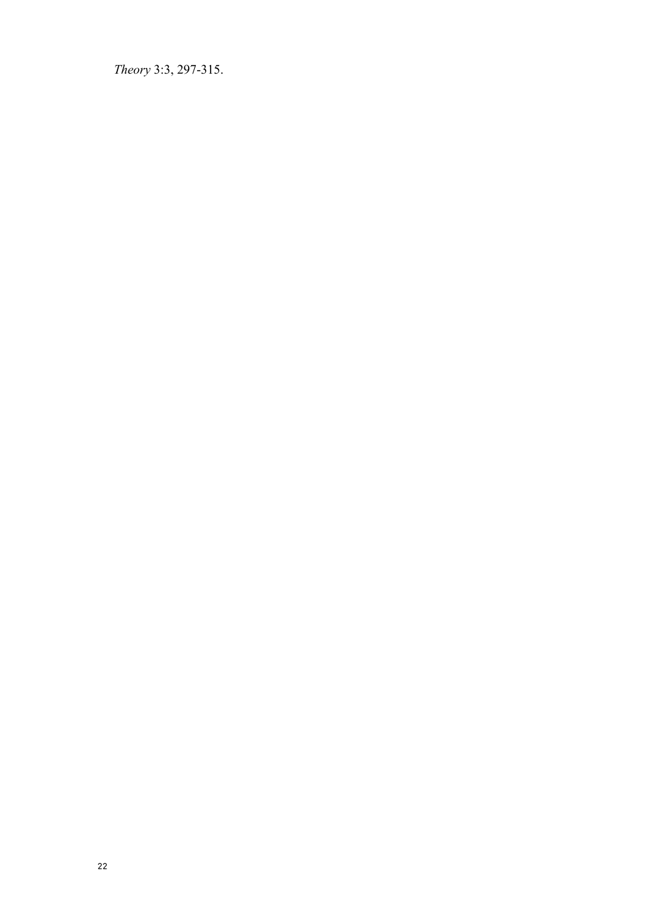*Theory* 3:3, 297-315.